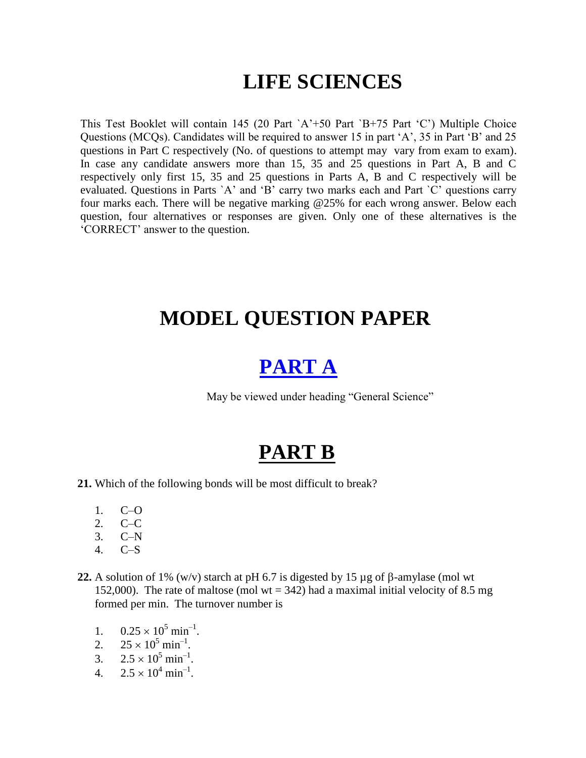# LIFE SCIENCES

This Test Booklet will contain 145 (20 Part `A'+50 Part `B+75 Part 'C') Multiple Choice Questions (MCQs). Candidates will be required to answer 15 in part 'A', 35 in Part 'B' and 25 questions in Part C respectively (No. of questions to attempt may vary from exam to exam). In case any candidate answers more than 15, 35 and 25 questions in Part A, B and C respectively only first 15, 35 and 25 questions in Parts A, B and C respectively will be evaluated. Questions in Parts `A' and 'B' carry two marks each and Part `C' questions carry four marks each. There will be negative marking @25% for each wrong answer. Below each question, four alternatives or responses are given. Only one of these alternatives is the 'CORRECT' answer to the question.

# MODEL QUESTION PAPER

## PART A

May be viewed under heading "General Science"

## PART B

**21.** Which of the following bonds will be most difficult to break?

1. C–O
2. C–C
3. C–N
4. C–S

**22.** A solution of 1% (w/v) starch at pH 6.7 is digested by 15 µg of β-amylase (mol wt 152,000). The rate of maltose (mol wt = 342) had a maximal initial velocity of 8.5 mg formed per min. The turnover number is

1. $0.25 \times 10^5$ min$^{-1}$.
2. $25 \times 10^5$ min$^{-1}$.
3. $2.5 \times 10^5$ min$^{-1}$.
4. $2.5 \times 10^4$ min$^{-1}$.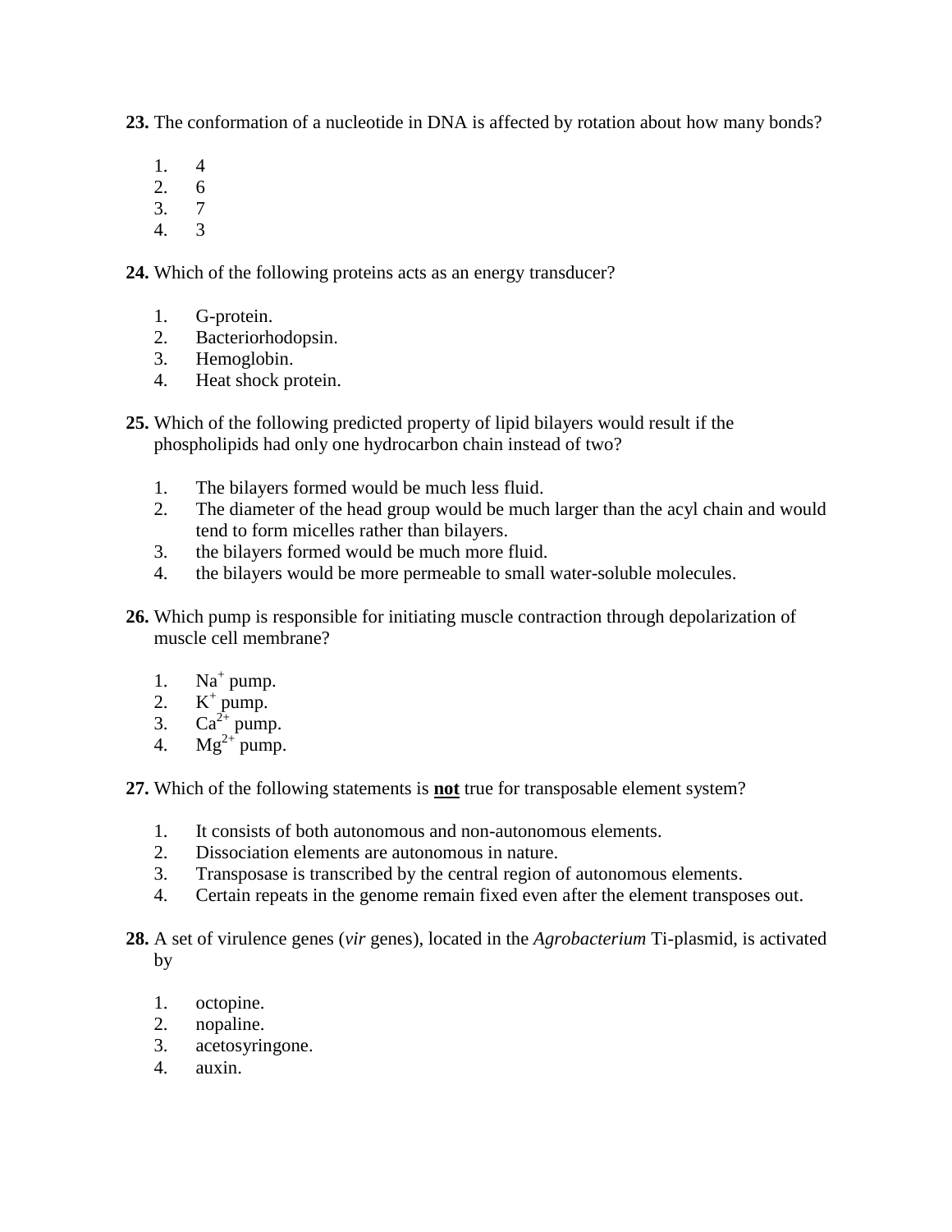**23.** The conformation of a nucleotide in DNA is affected by rotation about how many bonds?

1. 4
2. 6
3. 7
4. 3

**24.** Which of the following proteins acts as an energy transducer?

1. G-protein.
2. Bacteriorhodopsin.
3. Hemoglobin.
4. Heat shock protein.

**25.** Which of the following predicted property of lipid bilayers would result if the phospholipids had only one hydrocarbon chain instead of two?

1. The bilayers formed would be much less fluid.
2. The diameter of the head group would be much larger than the acyl chain and would tend to form micelles rather than bilayers.
3. the bilayers formed would be much more fluid.
4. the bilayers would be more permeable to small water-soluble molecules.

**26.** Which pump is responsible for initiating muscle contraction through depolarization of muscle cell membrane?

1. $Na^{+}$ pump.
2. $K^{+}$ pump.
3. $Ca^{2+}$ pump.
4. $Mg^{2+}$ pump.

**27.** Which of the following statements is **<u>not</u>** true for transposable element system?

1. It consists of both autonomous and non-autonomous elements.
2. Dissociation elements are autonomous in nature.
3. Transposase is transcribed by the central region of autonomous elements.
4. Certain repeats in the genome remain fixed even after the element transposes out.

**28.** A set of virulence genes (*vir* genes), located in the *Agrobacterium* Ti-plasmid, is activated by

1. octopine.
2. nopaline.
3. acetosyringone.
4. auxin.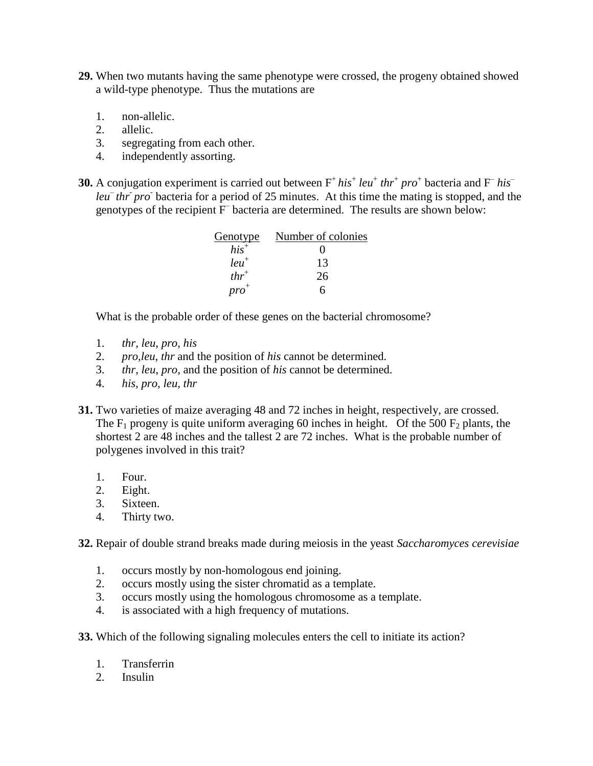**29.** When two mutants having the same phenotype were crossed, the progeny obtained showed a wild-type phenotype. Thus the mutations are

1. non-allelic.
2. allelic.
3. segregating from each other.
4. independently assorting.

**30.** A conjugation experiment is carried out between $F^+$ *his*$^+$ *leu*$^+$ *thr*$^+$ *pro*$^+$ bacteria and $F^-$ *his*$^-$ *leu*$^-$ *thr*$^-$ *pro*$^-$ bacteria for a period of 25 minutes. At this time the mating is stopped, and the genotypes of the recipient $F^-$ bacteria are determined. The results are shown below:

| Genotype | Number of colonies |
|---|---|
| *his*$^+$ | 0 |
| *leu*$^+$ | 13 |
| *thr*$^+$ | 26 |
| *pro*$^+$ | 6 |

What is the probable order of these genes on the bacterial chromosome?

1. *thr*, *leu*, *pro*, *his*
2. *pro*,*leu*, *thr* and the position of *his* cannot be determined.
3. *thr*, *leu*, *pro*, and the position of *his* cannot be determined.
4. *his*, *pro*, *leu*, *thr*

**31.** Two varieties of maize averaging 48 and 72 inches in height, respectively, are crossed. The $F_1$ progeny is quite uniform averaging 60 inches in height. Of the 500 $F_2$ plants, the shortest 2 are 48 inches and the tallest 2 are 72 inches. What is the probable number of polygenes involved in this trait?

1. Four.
2. Eight.
3. Sixteen.
4. Thirty two.

**32.** Repair of double strand breaks made during meiosis in the yeast *Saccharomyces cerevisiae*

1. occurs mostly by non-homologous end joining.
2. occurs mostly using the sister chromatid as a template.
3. occurs mostly using the homologous chromosome as a template.
4. is associated with a high frequency of mutations.

**33.** Which of the following signaling molecules enters the cell to initiate its action?

1. Transferrin
2. Insulin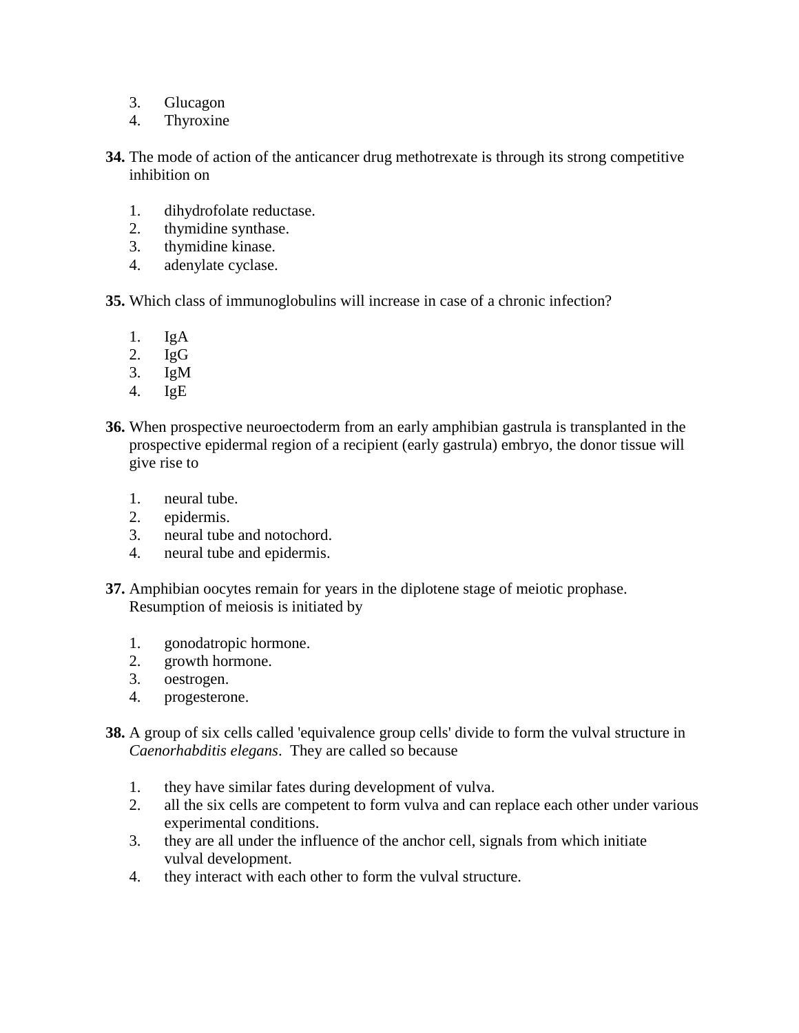3. Glucagon
4. Thyroxine

**34.** The mode of action of the anticancer drug methotrexate is through its strong competitive inhibition on

1. dihydrofolate reductase.
2. thymidine synthase.
3. thymidine kinase.
4. adenylate cyclase.

**35.** Which class of immunoglobulins will increase in case of a chronic infection?

1. IgA
2. IgG
3. IgM
4. IgE

**36.** When prospective neuroectoderm from an early amphibian gastrula is transplanted in the prospective epidermal region of a recipient (early gastrula) embryo, the donor tissue will give rise to

1. neural tube.
2. epidermis.
3. neural tube and notochord.
4. neural tube and epidermis.

**37.** Amphibian oocytes remain for years in the diplotene stage of meiotic prophase. Resumption of meiosis is initiated by

1. gonodatropic hormone.
2. growth hormone.
3. oestrogen.
4. progesterone.

**38.** A group of six cells called 'equivalence group cells' divide to form the vulval structure in *Caenorhabditis elegans*. They are called so because

1. they have similar fates during development of vulva.
2. all the six cells are competent to form vulva and can replace each other under various experimental conditions.
3. they are all under the influence of the anchor cell, signals from which initiate vulval development.
4. they interact with each other to form the vulval structure.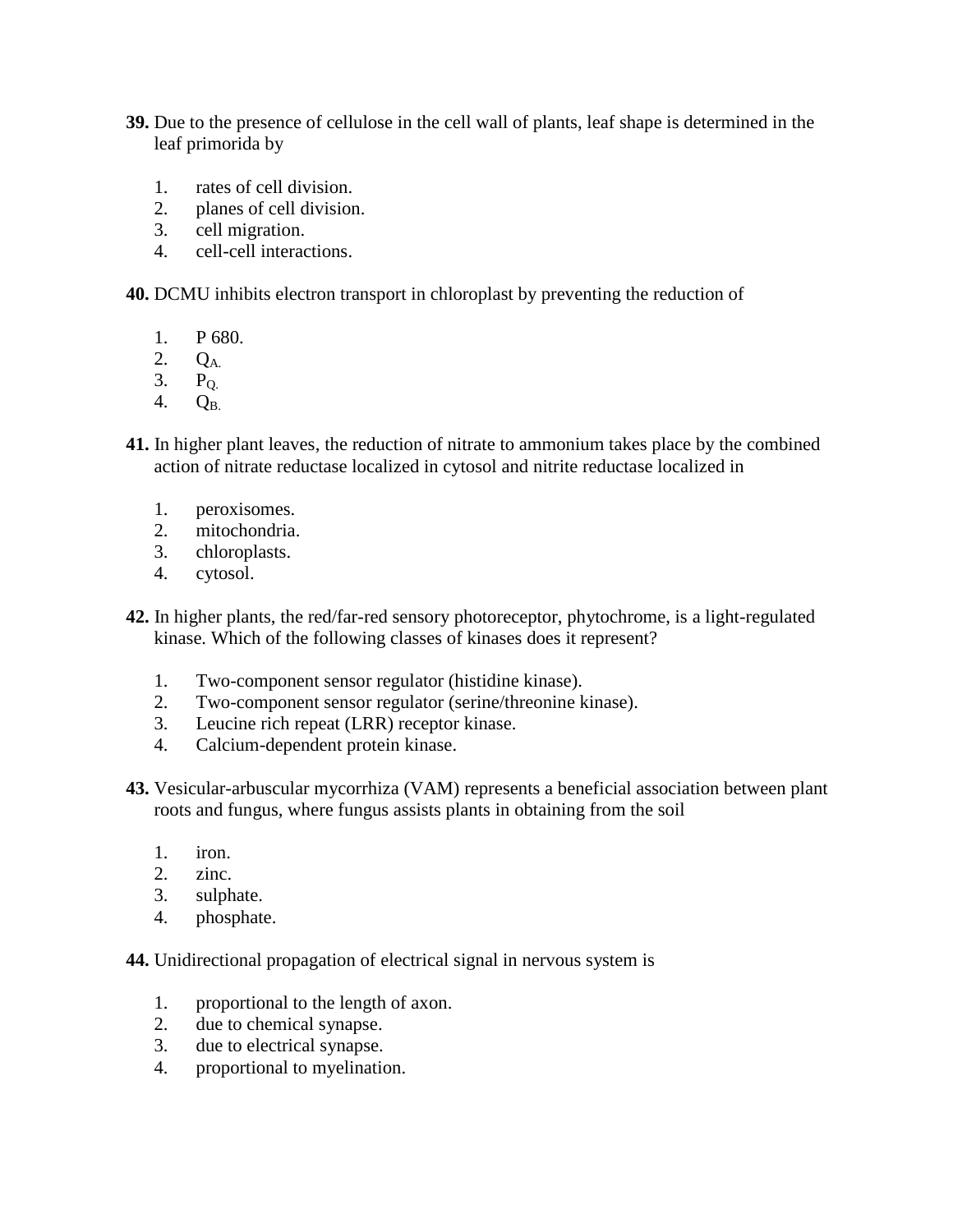**39.** Due to the presence of cellulose in the cell wall of plants, leaf shape is determined in the leaf primorida by

1. rates of cell division.
2. planes of cell division.
3. cell migration.
4. cell-cell interactions.

**40.** DCMU inhibits electron transport in chloroplast by preventing the reduction of

1. P 680.
2. $Q_{A.}$
3. $P_{Q.}$
4. $Q_{B.}$

**41.** In higher plant leaves, the reduction of nitrate to ammonium takes place by the combined action of nitrate reductase localized in cytosol and nitrite reductase localized in

1. peroxisomes.
2. mitochondria.
3. chloroplasts.
4. cytosol.

**42.** In higher plants, the red/far-red sensory photoreceptor, phytochrome, is a light-regulated kinase. Which of the following classes of kinases does it represent?

1. Two-component sensor regulator (histidine kinase).
2. Two-component sensor regulator (serine/threonine kinase).
3. Leucine rich repeat (LRR) receptor kinase.
4. Calcium-dependent protein kinase.

**43.** Vesicular-arbuscular mycorrhiza (VAM) represents a beneficial association between plant roots and fungus, where fungus assists plants in obtaining from the soil

1. iron.
2. zinc.
3. sulphate.
4. phosphate.

**44.** Unidirectional propagation of electrical signal in nervous system is

1. proportional to the length of axon.
2. due to chemical synapse.
3. due to electrical synapse.
4. proportional to myelination.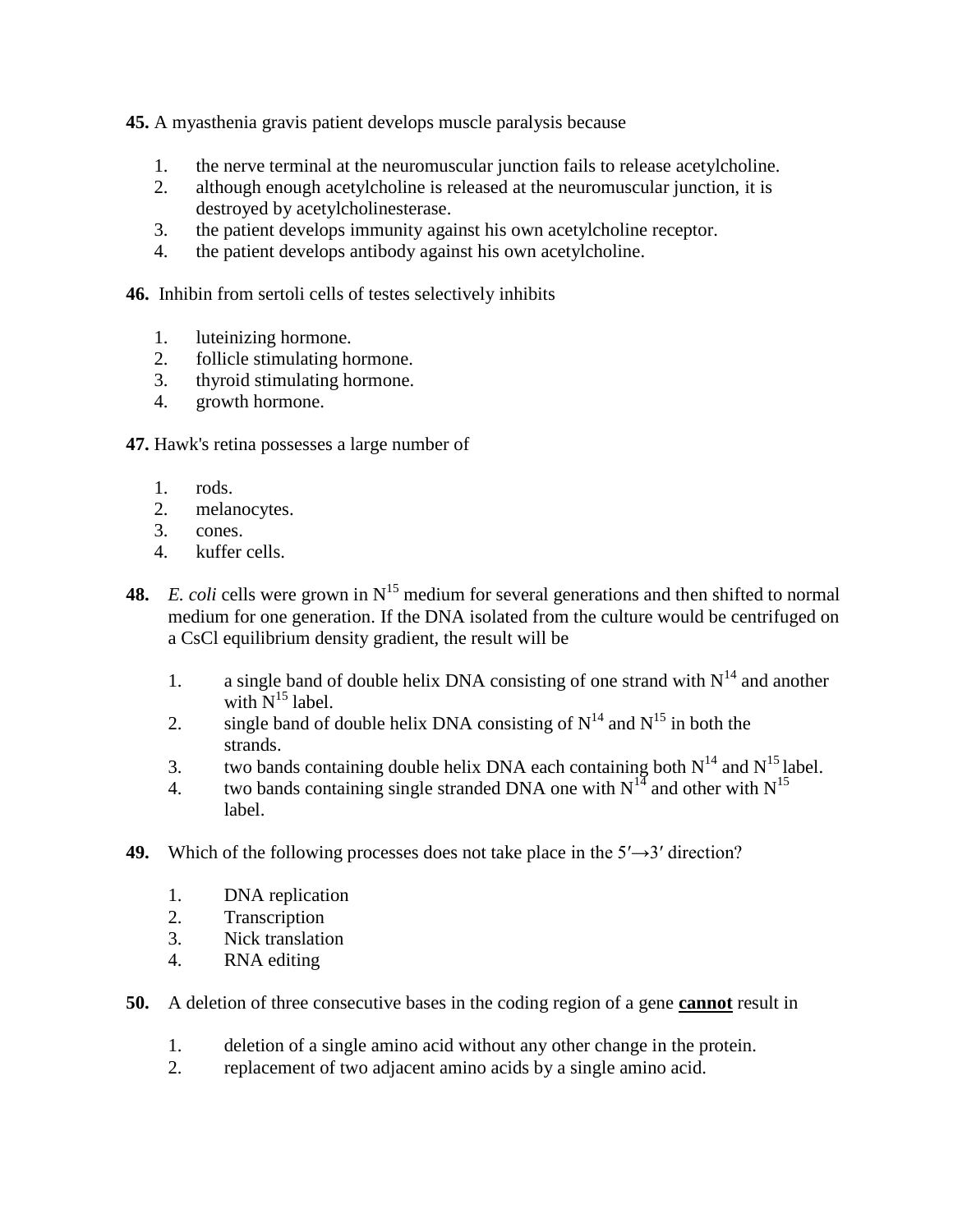**45.** A myasthenia gravis patient develops muscle paralysis because

1. the nerve terminal at the neuromuscular junction fails to release acetylcholine.
2. although enough acetylcholine is released at the neuromuscular junction, it is destroyed by acetylcholinesterase.
3. the patient develops immunity against his own acetylcholine receptor.
4. the patient develops antibody against his own acetylcholine.

**46.** Inhibin from sertoli cells of testes selectively inhibits

1. luteinizing hormone.
2. follicle stimulating hormone.
3. thyroid stimulating hormone.
4. growth hormone.

**47.** Hawk's retina possesses a large number of

1. rods.
2. melanocytes.
3. cones.
4. kuffer cells.

**48.** *E. coli* cells were grown in $N^{15}$ medium for several generations and then shifted to normal medium for one generation. If the DNA isolated from the culture would be centrifuged on a CsCl equilibrium density gradient, the result will be

1. a single band of double helix DNA consisting of one strand with $N^{14}$ and another with $N^{15}$ label.
2. single band of double helix DNA consisting of $N^{14}$ and $N^{15}$ in both the strands.
3. two bands containing double helix DNA each containing both $N^{14}$ and $N^{15}$ label.
4. two bands containing single stranded DNA one with $N^{14}$ and other with $N^{15}$ label.

**49.** Which of the following processes does not take place in the $5' \rightarrow 3'$ direction?

1. DNA replication
2. Transcription
3. Nick translation
4. RNA editing

**50.** A deletion of three consecutive bases in the coding region of a gene **cannot** result in

1. deletion of a single amino acid without any other change in the protein.
2. replacement of two adjacent amino acids by a single amino acid.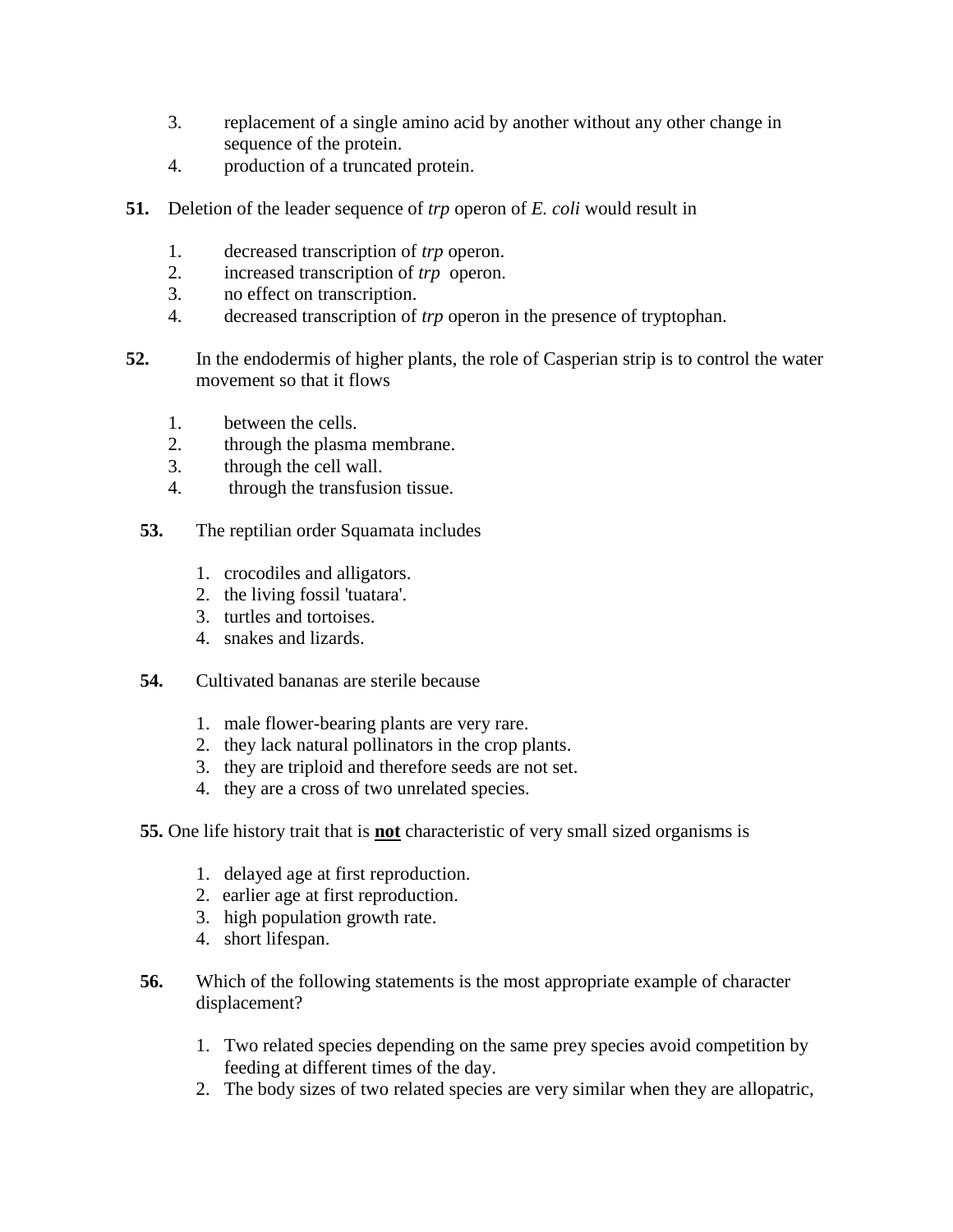3. replacement of a single amino acid by another without any other change in sequence of the protein.
4. production of a truncated protein.

**51.** Deletion of the leader sequence of *trp* operon of *E. coli* would result in

1. decreased transcription of *trp* operon.
2. increased transcription of *trp* operon.
3. no effect on transcription.
4. decreased transcription of *trp* operon in the presence of tryptophan.

**52.** In the endodermis of higher plants, the role of Casperian strip is to control the water movement so that it flows

1. between the cells.
2. through the plasma membrane.
3. through the cell wall.
4. through the transfusion tissue.

**53.** The reptilian order Squamata includes

1. crocodiles and alligators.
2. the living fossil 'tuatara'.
3. turtles and tortoises.
4. snakes and lizards.

**54.** Cultivated bananas are sterile because

1. male flower-bearing plants are very rare.
2. they lack natural pollinators in the crop plants.
3. they are triploid and therefore seeds are not set.
4. they are a cross of two unrelated species.

**55.** One life history trait that is **not** characteristic of very small sized organisms is

1. delayed age at first reproduction.
2. earlier age at first reproduction.
3. high population growth rate.
4. short lifespan.

**56.** Which of the following statements is the most appropriate example of character displacement?

1. Two related species depending on the same prey species avoid competition by feeding at different times of the day.
2. The body sizes of two related species are very similar when they are allopatric,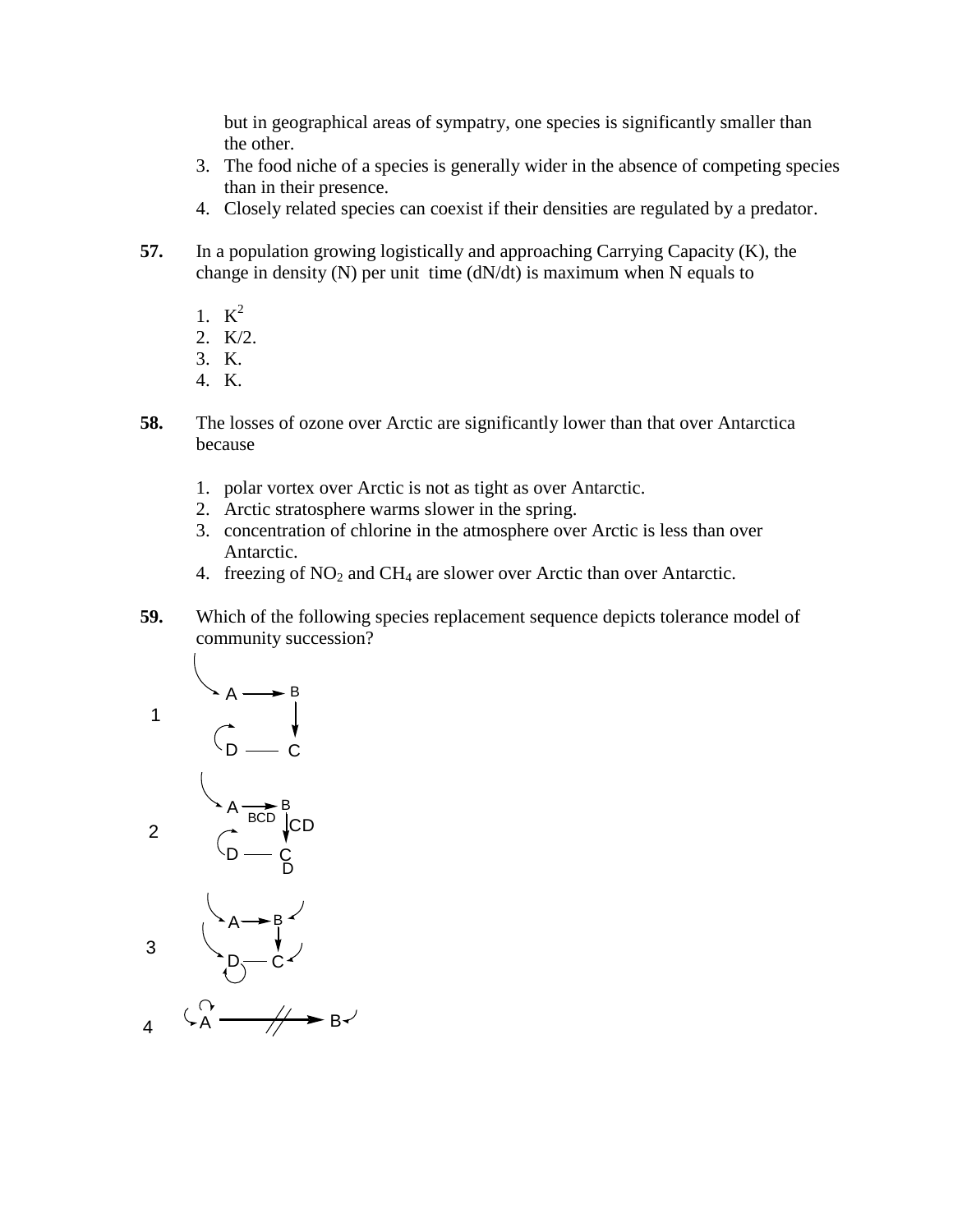but in geographical areas of sympatry, one species is significantly smaller than the other.

3. The food niche of a species is generally wider in the absence of competing species than in their presence.
4. Closely related species can coexist if their densities are regulated by a predator.

**57.** In a population growing logistically and approaching Carrying Capacity (K), the change in density (N) per unit time (dN/dt) is maximum when N equals to

1. $K^2$
2. K/2.
3. K.
4. K.

**58.** The losses of ozone over Arctic are significantly lower than that over Antarctica because

1. polar vortex over Arctic is not as tight as over Antarctic.
2. Arctic stratosphere warms slower in the spring.
3. concentration of chlorine in the atmosphere over Arctic is less than over Antarctic.
4. freezing of $NO_2$ and $CH_4$ are slower over Arctic than over Antarctic.

**59.** Which of the following species replacement sequence depicts tolerance model of community succession?

1. A → B → C — D

2. A → B (BCD) → C (CD) — D (D)

3. A → B → C — D

4. A —//→ B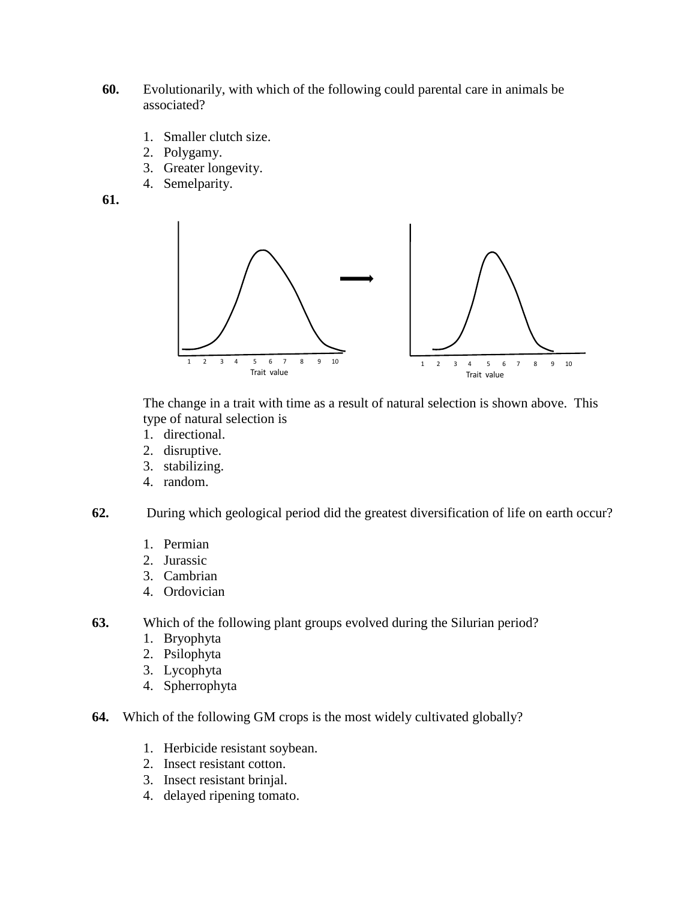**60.** Evolutionarily, with which of the following could parental care in animals be associated?

1. Smaller clutch size.
2. Polygamy.
3. Greater longevity.
4. Semelparity.

**61.**

The change in a trait with time as a result of natural selection is shown above. This type of natural selection is

1. directional.
2. disruptive.
3. stabilizing.
4. random.

**62.** During which geological period did the greatest diversification of life on earth occur?

1. Permian
2. Jurassic
3. Cambrian
4. Ordovician

**63.** Which of the following plant groups evolved during the Silurian period?

1. Bryophyta
2. Psilophyta
3. Lycophyta
4. Spherrophyta

**64.** Which of the following GM crops is the most widely cultivated globally?

1. Herbicide resistant soybean.
2. Insect resistant cotton.
3. Insect resistant brinjal.
4. delayed ripening tomato.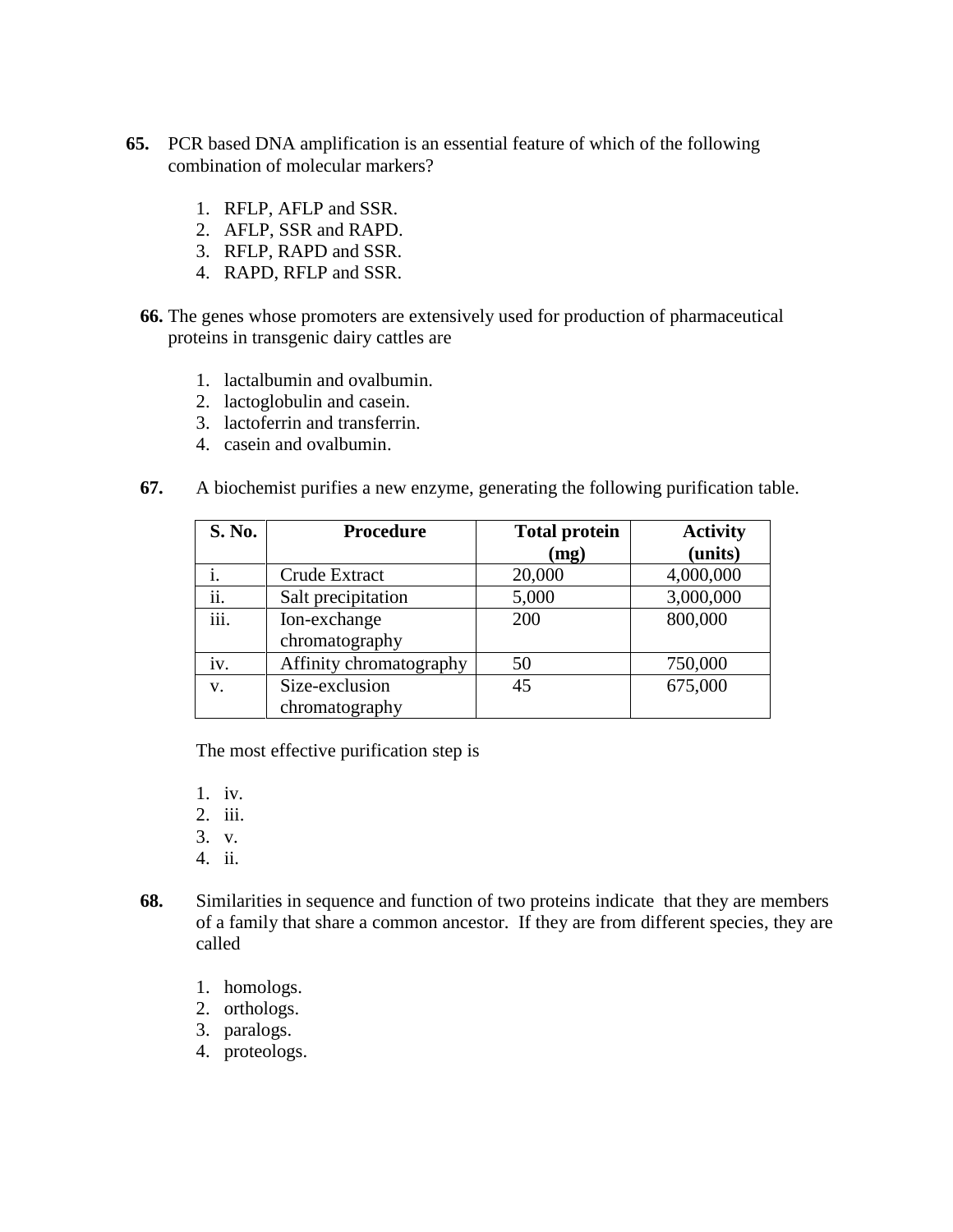**65.** PCR based DNA amplification is an essential feature of which of the following combination of molecular markers?

1. RFLP, AFLP and SSR.
2. AFLP, SSR and RAPD.
3. RFLP, RAPD and SSR.
4. RAPD, RFLP and SSR.

**66.** The genes whose promoters are extensively used for production of pharmaceutical proteins in transgenic dairy cattles are

1. lactalbumin and ovalbumin.
2. lactoglobulin and casein.
3. lactoferrin and transferrin.
4. casein and ovalbumin.

**67.** A biochemist purifies a new enzyme, generating the following purification table.

| S. No. | Procedure | Total protein (mg) | Activity (units) |
|---|---|---|---|
| i. | Crude Extract | 20,000 | 4,000,000 |
| ii. | Salt precipitation | 5,000 | 3,000,000 |
| iii. | Ion-exchange chromatography | 200 | 800,000 |
| iv. | Affinity chromatography | 50 | 750,000 |
| v. | Size-exclusion chromatography | 45 | 675,000 |

The most effective purification step is

1. iv.
2. iii.
3. v.
4. ii.

**68.** Similarities in sequence and function of two proteins indicate that they are members of a family that share a common ancestor. If they are from different species, they are called

1. homologs.
2. orthologs.
3. paralogs.
4. proteologs.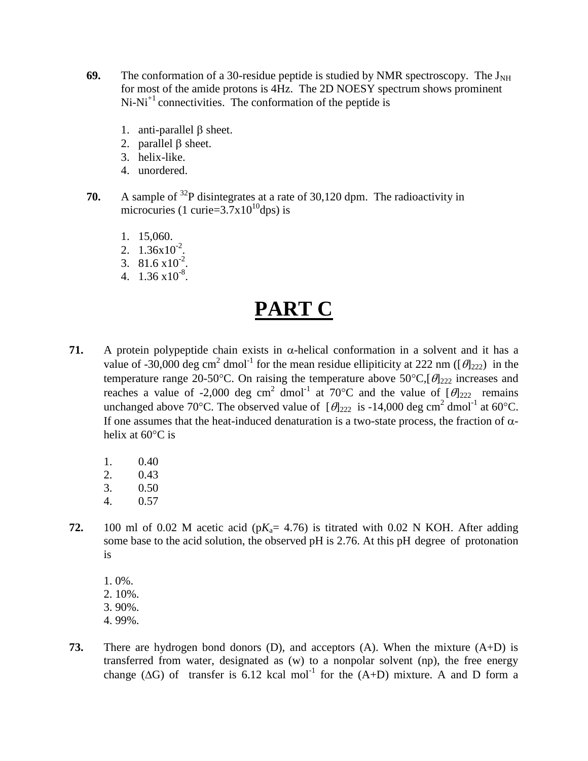**69.** The conformation of a 30-residue peptide is studied by NMR spectroscopy. The $J_{NH}$ for most of the amide protons is 4Hz. The 2D NOESY spectrum shows prominent $N_i$-$N_{i+1}$ connectivities. The conformation of the peptide is

1. anti-parallel β sheet.
2. parallel β sheet.
3. helix-like.
4. unordered.

**70.** A sample of $^{32}P$ disintegrates at a rate of 30,120 dpm. The radioactivity in microcuries (1 curie=$3.7x10^{10}$dps) is

1. 15,060.
2. $1.36x10^{-2}$.
3. $81.6 \, x10^{-2}$.
4. $1.36 \, x10^{-8}$.

# PART C

**71.** A protein polypeptide chain exists in α-helical conformation in a solvent and it has a value of -30,000 deg $cm^2$ $dmol^{-1}$ for the mean residue ellipiticity at 222 nm ($[\theta]_{222}$) in the temperature range 20-50°C. On raising the temperature above 50°C,$[\theta]_{222}$ increases and reaches a value of -2,000 deg $cm^2$ $dmol^{-1}$ at 70°C and the value of $[\theta]_{222}$ remains unchanged above 70°C. The observed value of $[\theta]_{222}$ is -14,000 deg $cm^2$ $dmol^{-1}$ at 60°C. If one assumes that the heat-induced denaturation is a two-state process, the fraction of α-helix at 60°C is

1. 0.40
2. 0.43
3. 0.50
4. 0.57

**72.** 100 ml of 0.02 M acetic acid ($pK_a$= 4.76) is titrated with 0.02 N KOH. After adding some base to the acid solution, the observed pH is 2.76. At this pH degree of protonation is

1. 0%.
2. 10%.
3. 90%.
4. 99%.

**73.** There are hydrogen bond donors (D), and acceptors (A). When the mixture (A+D) is transferred from water, designated as (w) to a nonpolar solvent (np), the free energy change (ΔG) of transfer is 6.12 kcal $mol^{-1}$ for the (A+D) mixture. A and D form a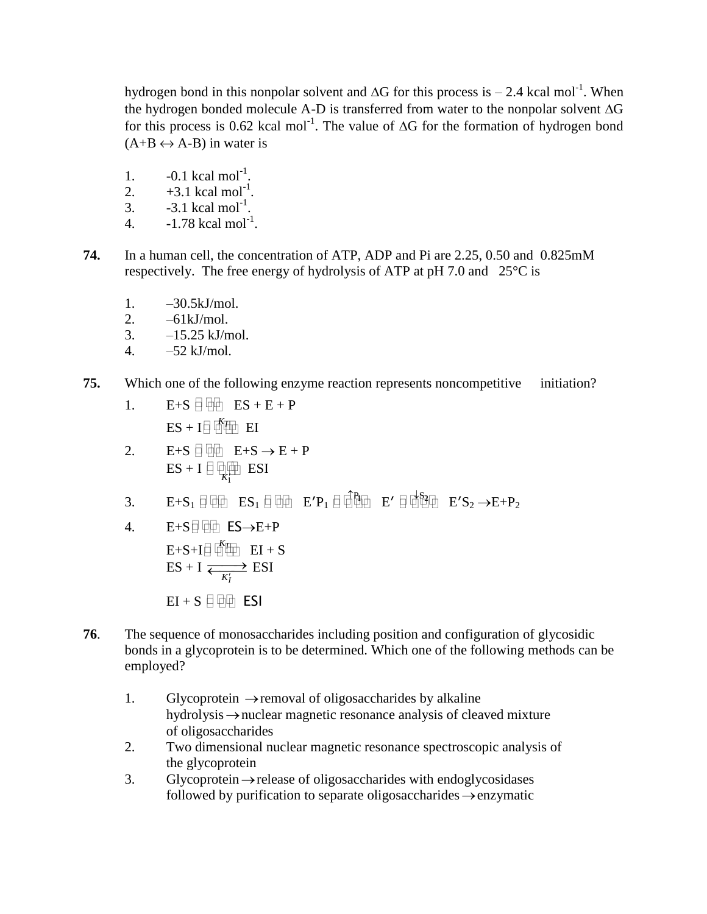hydrogen bond in this nonpolar solvent and $\Delta G$ for this process is – 2.4 kcal mol$^{-1}$. When the hydrogen bonded molecule A-D is transferred from water to the nonpolar solvent $\Delta G$ for this process is 0.62 kcal mol$^{-1}$. The value of $\Delta G$ for the formation of hydrogen bond (A+B $\leftrightarrow$ A-B) in water is

1. -0.1 kcal mol$^{-1}$.
2. +3.1 kcal mol$^{-1}$.
3. -3.1 kcal mol$^{-1}$.
4. -1.78 kcal mol$^{-1}$.

**74.** In a human cell, the concentration of ATP, ADP and Pi are 2.25, 0.50 and 0.825mM respectively. The free energy of hydrolysis of ATP at pH 7.0 and 25°C is

1. –30.5kJ/mol.
2. –61kJ/mol.
3. –15.25 kJ/mol.
4. –52 kJ/mol.

**75.** Which one of the following enzyme reaction represents noncompetitive initiation?

1. $E+S \rightleftharpoons ES + E + P$
   $ES + I \overset{K_I}{\rightleftharpoons} EI$
2. $E+S \rightleftharpoons E+S \rightarrow E + P$
   $ES + I \underset{K_1}{\rightleftharpoons} ESI$
3. $E+S_1 \rightleftharpoons ES_1 \rightleftharpoons E'P_1 \overset{\uparrow P_1}{\rightleftharpoons} E' \overset{\downarrow S_2}{\rightleftharpoons} E'S_2 \rightarrow E+P_2$
4. $E+S \rightleftharpoons ES \rightarrow E+P$
   $E+S+I \overset{K_I}{\rightleftharpoons} EI + S$
   $ES + I \underset{K'_I}{\rightleftharpoons} ESI$
   $EI + S \rightleftharpoons ESI$

**76**. The sequence of monosaccharides including position and configuration of glycosidic bonds in a glycoprotein is to be determined. Which one of the following methods can be employed?

1. Glycoprotein $\rightarrow$ removal of oligosaccharides by alkaline hydrolysis $\rightarrow$ nuclear magnetic resonance analysis of cleaved mixture of oligosaccharides
2. Two dimensional nuclear magnetic resonance spectroscopic analysis of the glycoprotein
3. Glycoprotein $\rightarrow$ release of oligosaccharides with endoglycosidases followed by purification to separate oligosaccharides $\rightarrow$ enzymatic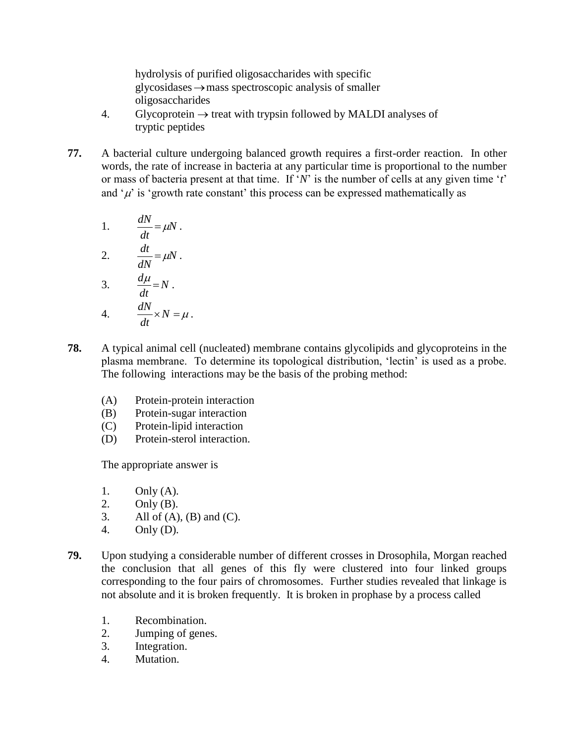hydrolysis of purified oligosaccharides with specific glycosidases $\rightarrow$ mass spectroscopic analysis of smaller oligosaccharides

4. Glycoprotein $\rightarrow$ treat with trypsin followed by MALDI analyses of tryptic peptides

**77.** A bacterial culture undergoing balanced growth requires a first-order reaction. In other words, the rate of increase in bacteria at any particular time is proportional to the number or mass of bacteria present at that time. If '$N$' is the number of cells at any given time '$t$' and '$\mu$' is 'growth rate constant' this process can be expressed mathematically as

1. $\dfrac{dN}{dt} = \mu N$ .
2. $\dfrac{dt}{dN} = \mu N$ .
3. $\dfrac{d\mu}{dt} = N$ .
4. $\dfrac{dN}{dt} \times N = \mu$ .

**78.** A typical animal cell (nucleated) membrane contains glycolipids and glycoproteins in the plasma membrane. To determine its topological distribution, 'lectin' is used as a probe. The following interactions may be the basis of the probing method:

(A) Protein-protein interaction
(B) Protein-sugar interaction
(C) Protein-lipid interaction
(D) Protein-sterol interaction.

The appropriate answer is

1. Only (A).
2. Only (B).
3. All of (A), (B) and (C).
4. Only (D).

**79.** Upon studying a considerable number of different crosses in Drosophila, Morgan reached the conclusion that all genes of this fly were clustered into four linked groups corresponding to the four pairs of chromosomes. Further studies revealed that linkage is not absolute and it is broken frequently. It is broken in prophase by a process called

1. Recombination.
2. Jumping of genes.
3. Integration.
4. Mutation.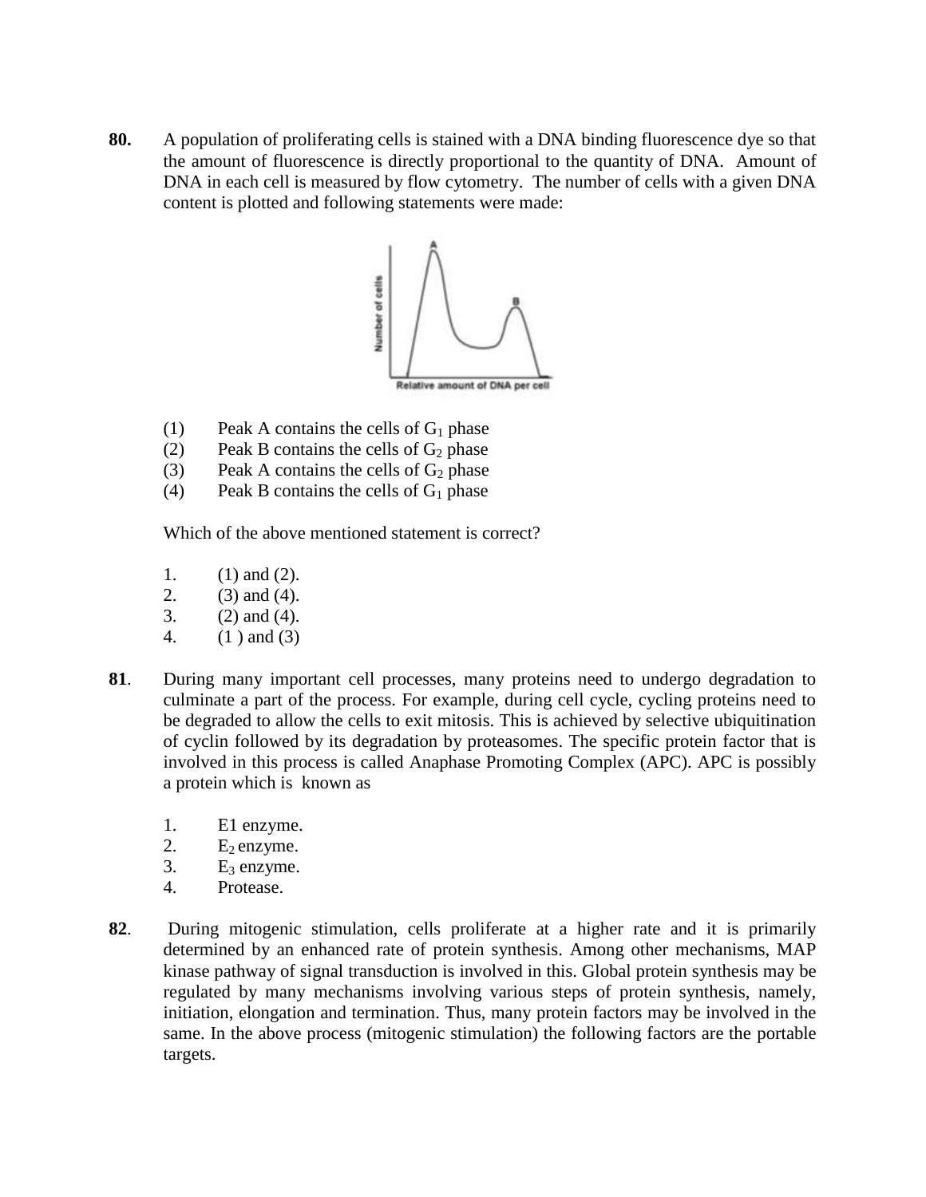**80.** A population of proliferating cells is stained with a DNA binding fluorescence dye so that the amount of fluorescence is directly proportional to the quantity of DNA. Amount of DNA in each cell is measured by flow cytometry. The number of cells with a given DNA content is plotted and following statements were made:

(1) Peak A contains the cells of $G_1$ phase
(2) Peak B contains the cells of $G_2$ phase
(3) Peak A contains the cells of $G_2$ phase
(4) Peak B contains the cells of $G_1$ phase

Which of the above mentioned statement is correct?

1. (1) and (2).
2. (3) and (4).
3. (2) and (4).
4. (1 ) and (3)

**81**. During many important cell processes, many proteins need to undergo degradation to culminate a part of the process. For example, during cell cycle, cycling proteins need to be degraded to allow the cells to exit mitosis. This is achieved by selective ubiquitination of cyclin followed by its degradation by proteasomes. The specific protein factor that is involved in this process is called Anaphase Promoting Complex (APC). APC is possibly a protein which is known as

1. E1 enzyme.
2. $E_2$ enzyme.
3. $E_3$ enzyme.
4. Protease.

**82**. During mitogenic stimulation, cells proliferate at a higher rate and it is primarily determined by an enhanced rate of protein synthesis. Among other mechanisms, MAP kinase pathway of signal transduction is involved in this. Global protein synthesis may be regulated by many mechanisms involving various steps of protein synthesis, namely, initiation, elongation and termination. Thus, many protein factors may be involved in the same. In the above process (mitogenic stimulation) the following factors are the portable targets.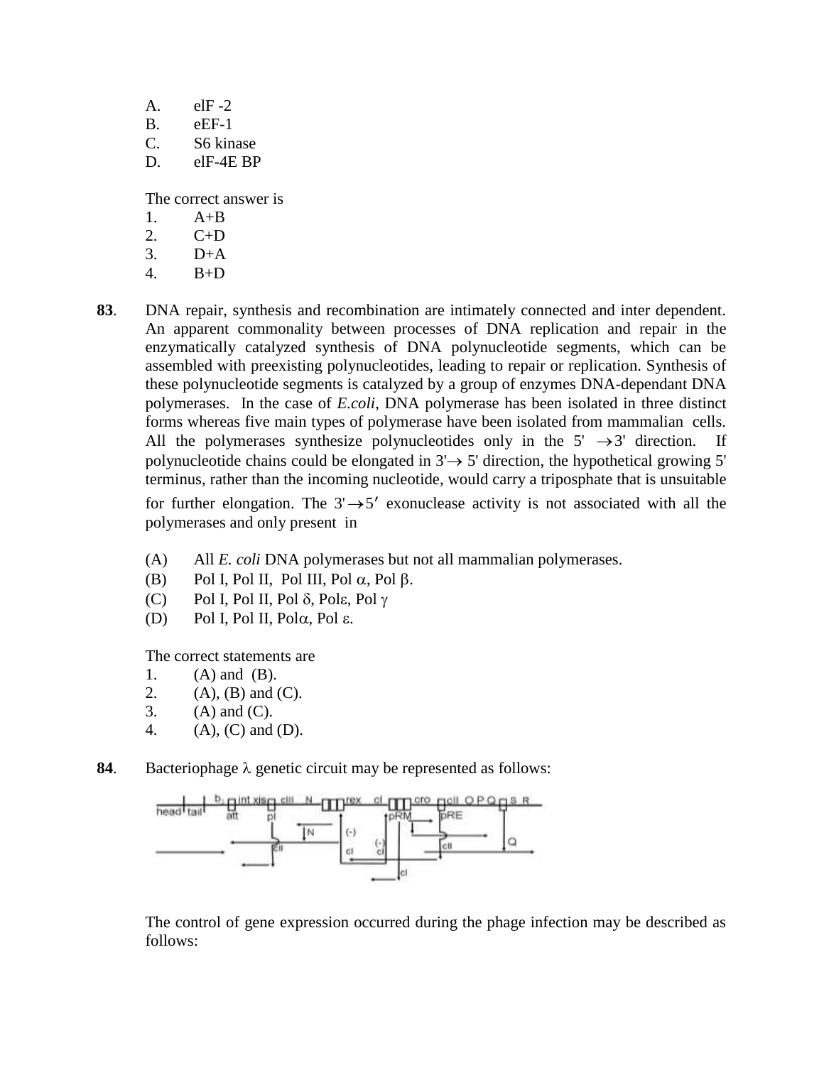A. elF -2
B. eEF-1
C. S6 kinase
D. elF-4E BP

The correct answer is
1. A+B
2. C+D
3. D+A
4. B+D

**83**. DNA repair, synthesis and recombination are intimately connected and inter dependent. An apparent commonality between processes of DNA replication and repair in the enzymatically catalyzed synthesis of DNA polynucleotide segments, which can be assembled with preexisting polynucleotides, leading to repair or replication. Synthesis of these polynucleotide segments is catalyzed by a group of enzymes DNA-dependant DNA polymerases. In the case of *E.coli*, DNA polymerase has been isolated in three distinct forms whereas five main types of polymerase have been isolated from mammalian cells. All the polymerases synthesize polynucleotides only in the 5' $\rightarrow$3' direction. If polynucleotide chains could be elongated in 3'$\rightarrow$ 5' direction, the hypothetical growing 5' terminus, rather than the incoming nucleotide, would carry a triposphate that is unsuitable for further elongation. The 3'$\rightarrow$5′ exonuclease activity is not associated with all the polymerases and only present in

(A) All *E. coli* DNA polymerases but not all mammalian polymerases.
(B) Pol I, Pol II, Pol III, Pol $\alpha$, Pol $\beta$.
(C) Pol I, Pol II, Pol $\delta$, Pol$\varepsilon$, Pol $\gamma$
(D) Pol I, Pol II, Pol$\alpha$, Pol $\varepsilon$.

The correct statements are
1. (A) and (B).
2. (A), (B) and (C).
3. (A) and (C).
4. (A), (C) and (D).

**84**. Bacteriophage $\lambda$ genetic circuit may be represented as follows:

The control of gene expression occurred during the phage infection may be described as follows: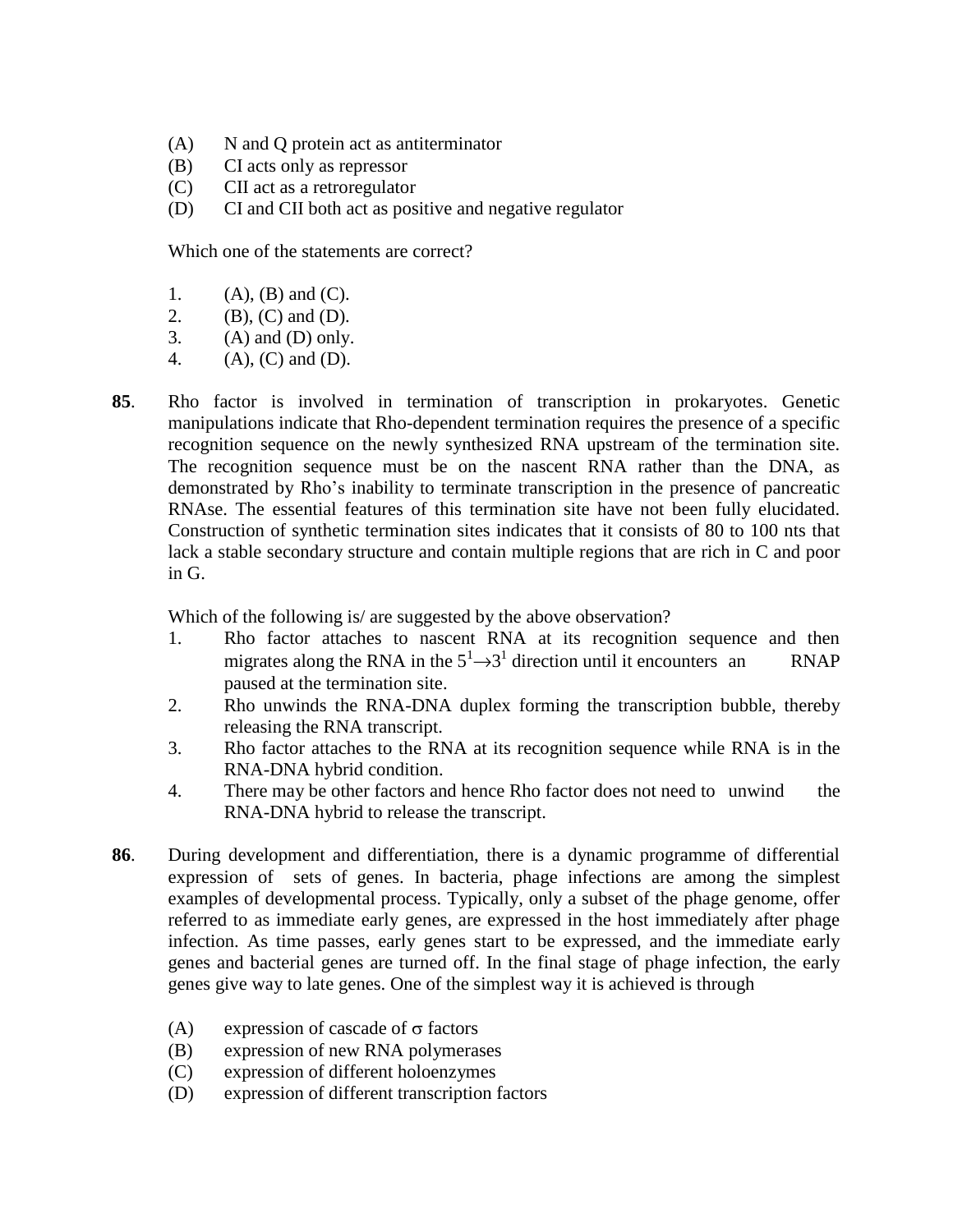(A) N and Q protein act as antiterminator
(B) CI acts only as repressor
(C) CII act as a retroregulator
(D) CI and CII both act as positive and negative regulator

Which one of the statements are correct?

1. (A), (B) and (C).
2. (B), (C) and (D).
3. (A) and (D) only.
4. (A), (C) and (D).

**85**. Rho factor is involved in termination of transcription in prokaryotes. Genetic manipulations indicate that Rho-dependent termination requires the presence of a specific recognition sequence on the newly synthesized RNA upstream of the termination site. The recognition sequence must be on the nascent RNA rather than the DNA, as demonstrated by Rho's inability to terminate transcription in the presence of pancreatic RNAse. The essential features of this termination site have not been fully elucidated. Construction of synthetic termination sites indicates that it consists of 80 to 100 nts that lack a stable secondary structure and contain multiple regions that are rich in C and poor in G.

Which of the following is/ are suggested by the above observation?

1. Rho factor attaches to nascent RNA at its recognition sequence and then migrates along the RNA in the $5^1 \rightarrow 3^1$ direction until it encounters an RNAP paused at the termination site.
2. Rho unwinds the RNA-DNA duplex forming the transcription bubble, thereby releasing the RNA transcript.
3. Rho factor attaches to the RNA at its recognition sequence while RNA is in the RNA-DNA hybrid condition.
4. There may be other factors and hence Rho factor does not need to unwind the RNA-DNA hybrid to release the transcript.

**86**. During development and differentiation, there is a dynamic programme of differential expression of sets of genes. In bacteria, phage infections are among the simplest examples of developmental process. Typically, only a subset of the phage genome, offer referred to as immediate early genes, are expressed in the host immediately after phage infection. As time passes, early genes start to be expressed, and the immediate early genes and bacterial genes are turned off. In the final stage of phage infection, the early genes give way to late genes. One of the simplest way it is achieved is through

(A) expression of cascade of $\sigma$ factors
(B) expression of new RNA polymerases
(C) expression of different holoenzymes
(D) expression of different transcription factors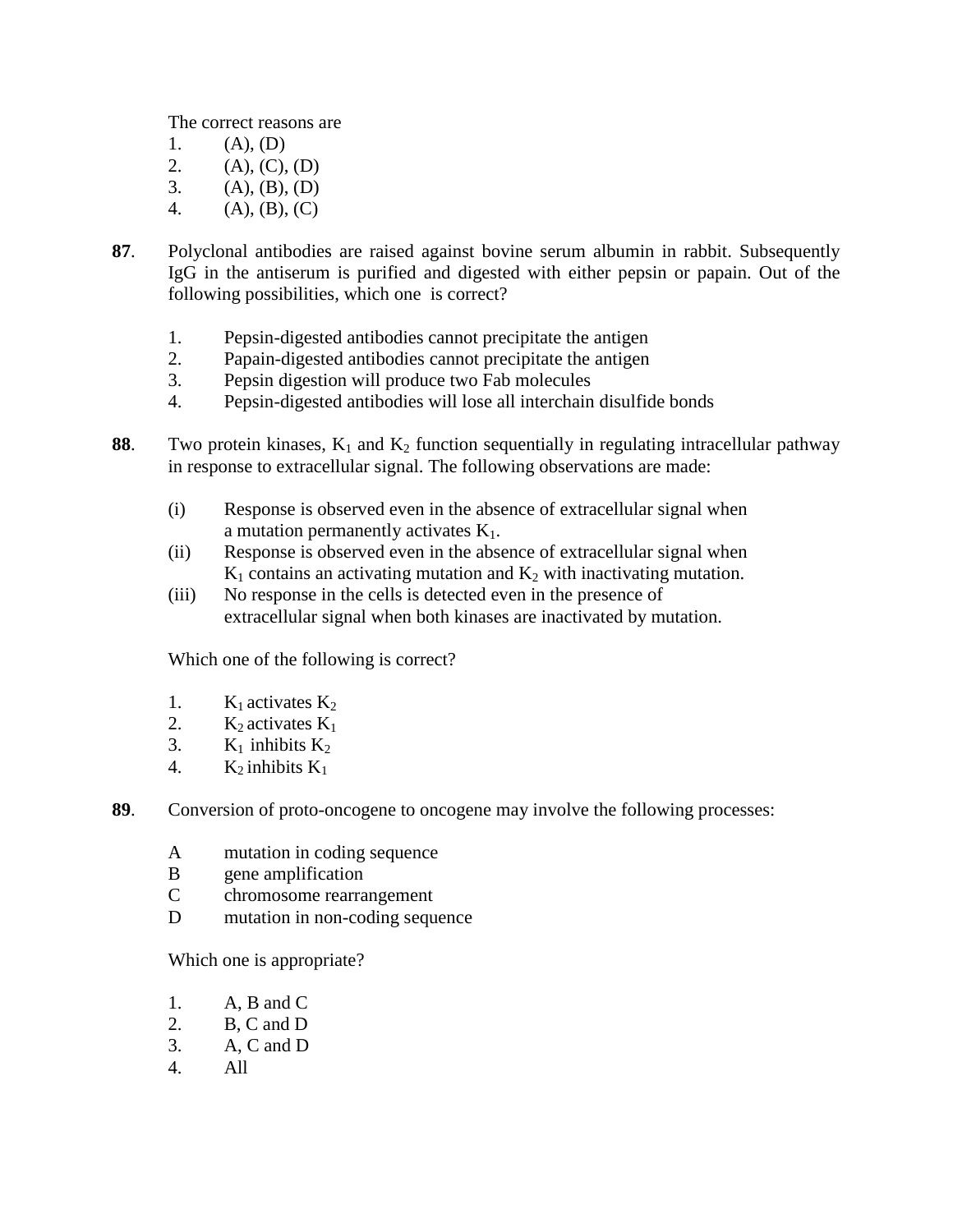The correct reasons are

1. (A), (D)
2. (A), (C), (D)
3. (A), (B), (D)
4. (A), (B), (C)

**87**. Polyclonal antibodies are raised against bovine serum albumin in rabbit. Subsequently IgG in the antiserum is purified and digested with either pepsin or papain. Out of the following possibilities, which one is correct?

1. Pepsin-digested antibodies cannot precipitate the antigen
2. Papain-digested antibodies cannot precipitate the antigen
3. Pepsin digestion will produce two Fab molecules
4. Pepsin-digested antibodies will lose all interchain disulfide bonds

**88**. Two protein kinases, $K_1$ and $K_2$ function sequentially in regulating intracellular pathway in response to extracellular signal. The following observations are made:

(i) Response is observed even in the absence of extracellular signal when a mutation permanently activates $K_1$.

(ii) Response is observed even in the absence of extracellular signal when $K_1$ contains an activating mutation and $K_2$ with inactivating mutation.

(iii) No response in the cells is detected even in the presence of extracellular signal when both kinases are inactivated by mutation.

Which one of the following is correct?

1. $K_1$ activates $K_2$
2. $K_2$ activates $K_1$
3. $K_1$ inhibits $K_2$
4. $K_2$ inhibits $K_1$

**89**. Conversion of proto-oncogene to oncogene may involve the following processes:

A mutation in coding sequence
B gene amplification
C chromosome rearrangement
D mutation in non-coding sequence

Which one is appropriate?

1. A, B and C
2. B, C and D
3. A, C and D
4. All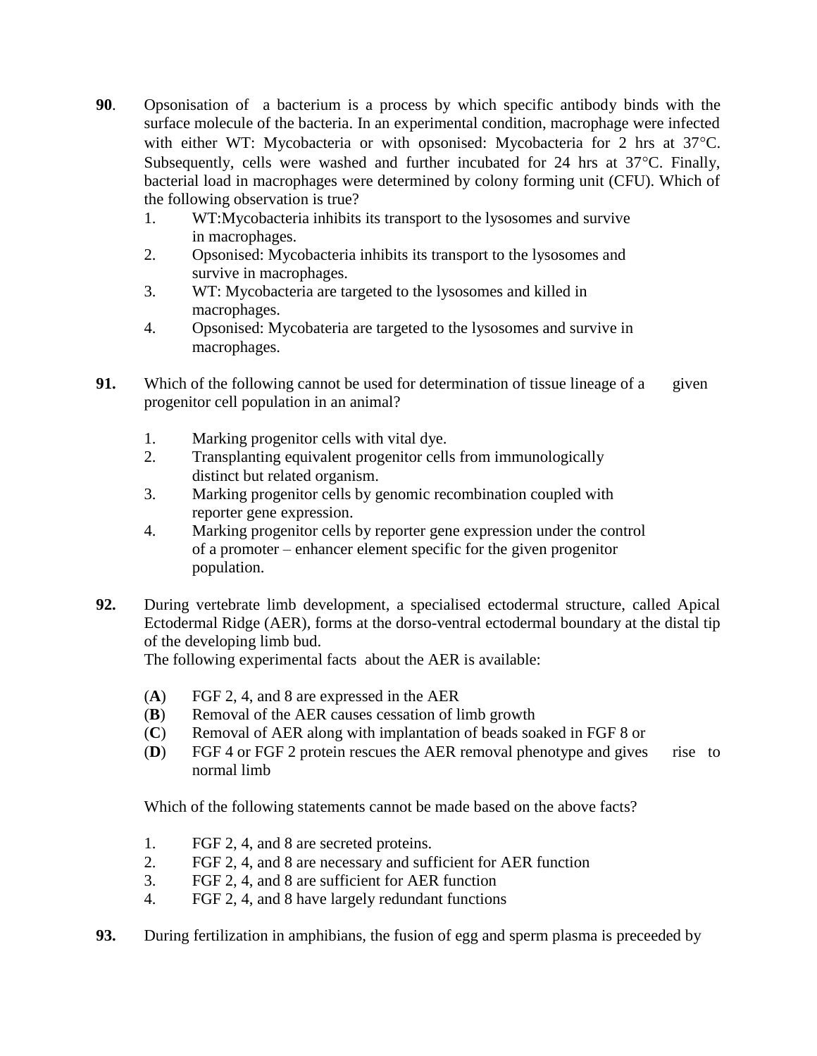**90**. Opsonisation of a bacterium is a process by which specific antibody binds with the surface molecule of the bacteria. In an experimental condition, macrophage were infected with either WT: Mycobacteria or with opsonised: Mycobacteria for 2 hrs at 37°C. Subsequently, cells were washed and further incubated for 24 hrs at 37°C. Finally, bacterial load in macrophages were determined by colony forming unit (CFU). Which of the following observation is true?

1. WT:Mycobacteria inhibits its transport to the lysosomes and survive in macrophages.
2. Opsonised: Mycobacteria inhibits its transport to the lysosomes and survive in macrophages.
3. WT: Mycobacteria are targeted to the lysosomes and killed in macrophages.
4. Opsonised: Mycobateria are targeted to the lysosomes and survive in macrophages.

**91.** Which of the following cannot be used for determination of tissue lineage of a given progenitor cell population in an animal?

1. Marking progenitor cells with vital dye.
2. Transplanting equivalent progenitor cells from immunologically distinct but related organism.
3. Marking progenitor cells by genomic recombination coupled with reporter gene expression.
4. Marking progenitor cells by reporter gene expression under the control of a promoter – enhancer element specific for the given progenitor population.

**92.** During vertebrate limb development, a specialised ectodermal structure, called Apical Ectodermal Ridge (AER), forms at the dorso-ventral ectodermal boundary at the distal tip of the developing limb bud.

The following experimental facts about the AER is available:

(**A**) FGF 2, 4, and 8 are expressed in the AER
(**B**) Removal of the AER causes cessation of limb growth
(**C**) Removal of AER along with implantation of beads soaked in FGF 8 or
(**D**) FGF 4 or FGF 2 protein rescues the AER removal phenotype and gives rise to normal limb

Which of the following statements cannot be made based on the above facts?

1. FGF 2, 4, and 8 are secreted proteins.
2. FGF 2, 4, and 8 are necessary and sufficient for AER function
3. FGF 2, 4, and 8 are sufficient for AER function
4. FGF 2, 4, and 8 have largely redundant functions

**93.** During fertilization in amphibians, the fusion of egg and sperm plasma is preceeded by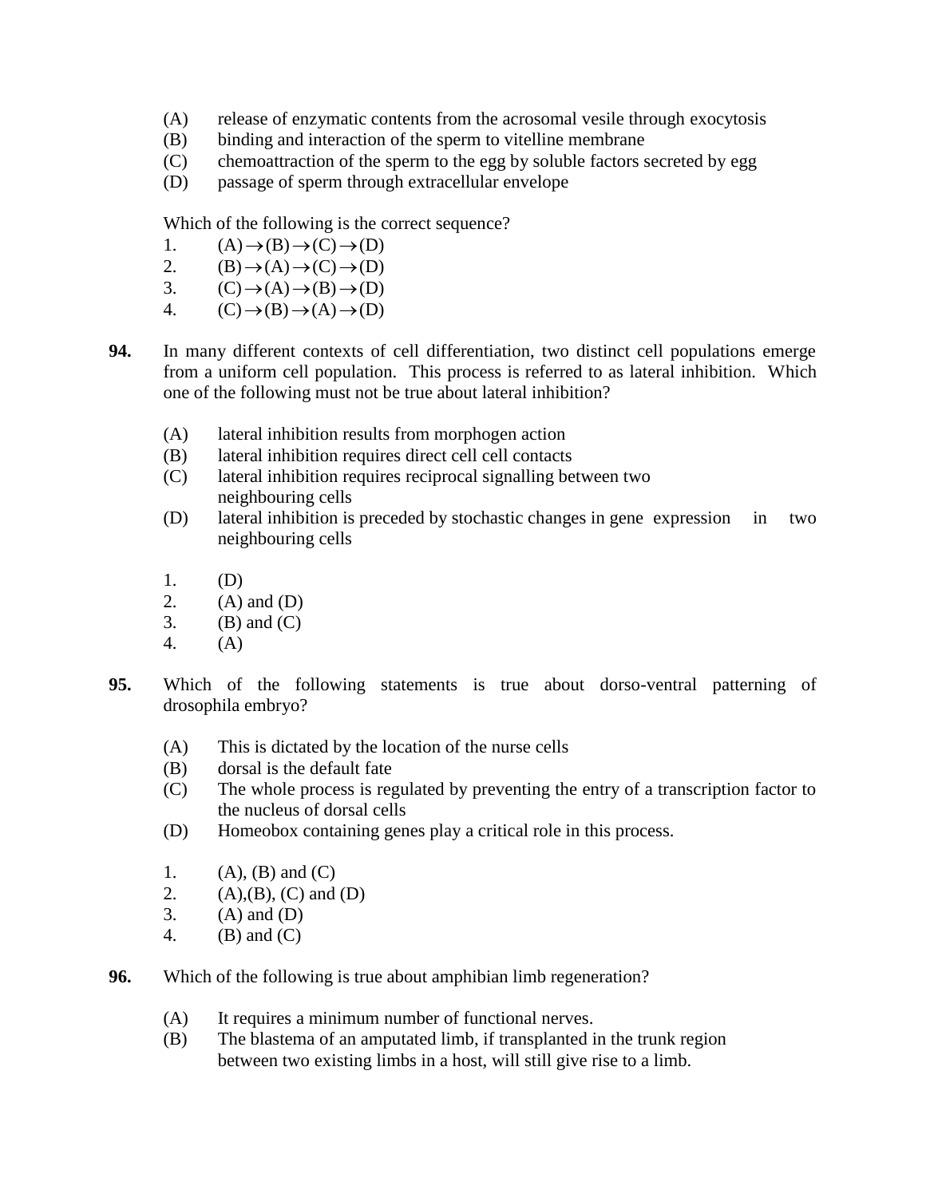(A) release of enzymatic contents from the acrosomal vesile through exocytosis
(B) binding and interaction of the sperm to vitelline membrane
(C) chemoattraction of the sperm to the egg by soluble factors secreted by egg
(D) passage of sperm through extracellular envelope

Which of the following is the correct sequence?

1. (A)$\rightarrow$(B)$\rightarrow$(C)$\rightarrow$(D)
2. (B)$\rightarrow$(A)$\rightarrow$(C)$\rightarrow$(D)
3. (C)$\rightarrow$(A)$\rightarrow$(B)$\rightarrow$(D)
4. (C)$\rightarrow$(B)$\rightarrow$(A)$\rightarrow$(D)

**94.** In many different contexts of cell differentiation, two distinct cell populations emerge from a uniform cell population. This process is referred to as lateral inhibition. Which one of the following must not be true about lateral inhibition?

(A) lateral inhibition results from morphogen action
(B) lateral inhibition requires direct cell cell contacts
(C) lateral inhibition requires reciprocal signalling between two neighbouring cells
(D) lateral inhibition is preceded by stochastic changes in gene expression in two neighbouring cells

1. (D)
2. (A) and (D)
3. (B) and (C)
4. (A)

**95.** Which of the following statements is true about dorso-ventral patterning of drosophila embryo?

(A) This is dictated by the location of the nurse cells
(B) dorsal is the default fate
(C) The whole process is regulated by preventing the entry of a transcription factor to the nucleus of dorsal cells
(D) Homeobox containing genes play a critical role in this process.

1. (A), (B) and (C)
2. (A),(B), (C) and (D)
3. (A) and (D)
4. (B) and (C)

**96.** Which of the following is true about amphibian limb regeneration?

(A) It requires a minimum number of functional nerves.
(B) The blastema of an amputated limb, if transplanted in the trunk region between two existing limbs in a host, will still give rise to a limb.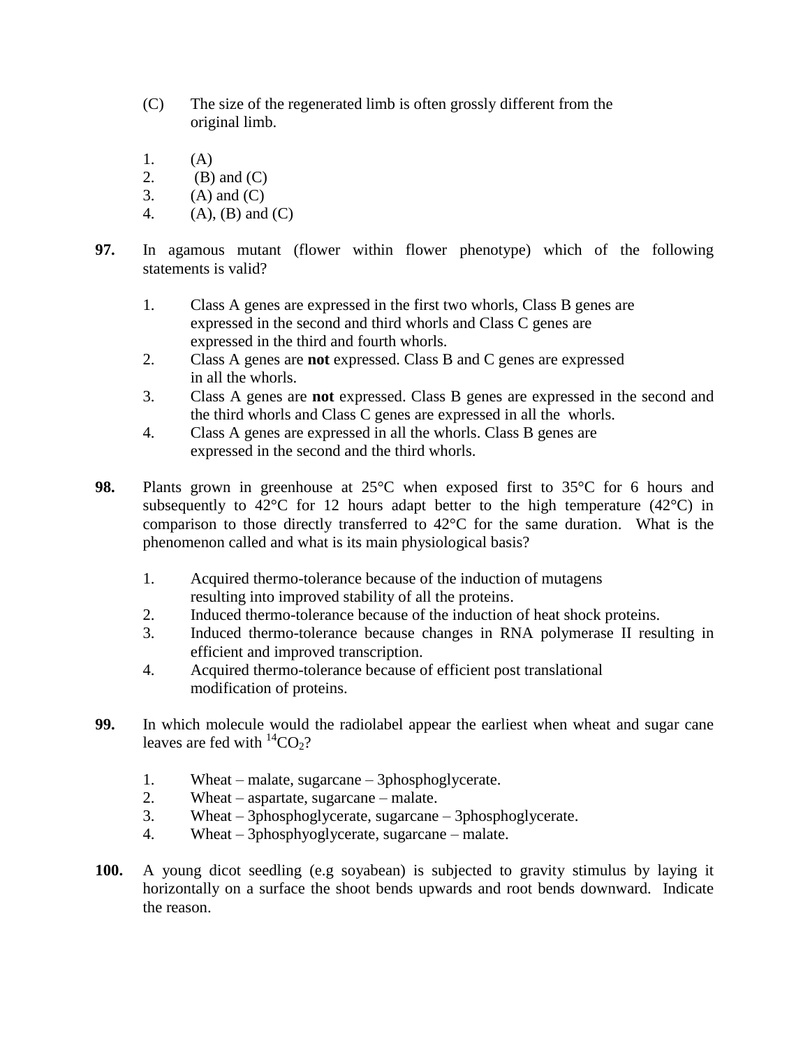(C) The size of the regenerated limb is often grossly different from the original limb.

1. (A)
2. (B) and (C)
3. (A) and (C)
4. (A), (B) and (C)

**97.** In agamous mutant (flower within flower phenotype) which of the following statements is valid?

1. Class A genes are expressed in the first two whorls, Class B genes are expressed in the second and third whorls and Class C genes are expressed in the third and fourth whorls.
2. Class A genes are **not** expressed. Class B and C genes are expressed in all the whorls.
3. Class A genes are **not** expressed. Class B genes are expressed in the second and the third whorls and Class C genes are expressed in all the whorls.
4. Class A genes are expressed in all the whorls. Class B genes are expressed in the second and the third whorls.

**98.** Plants grown in greenhouse at 25°C when exposed first to 35°C for 6 hours and subsequently to 42°C for 12 hours adapt better to the high temperature (42°C) in comparison to those directly transferred to 42°C for the same duration. What is the phenomenon called and what is its main physiological basis?

1. Acquired thermo-tolerance because of the induction of mutagens resulting into improved stability of all the proteins.
2. Induced thermo-tolerance because of the induction of heat shock proteins.
3. Induced thermo-tolerance because changes in RNA polymerase II resulting in efficient and improved transcription.
4. Acquired thermo-tolerance because of efficient post translational modification of proteins.

**99.** In which molecule would the radiolabel appear the earliest when wheat and sugar cane leaves are fed with $^{14}CO_2$?

1. Wheat – malate, sugarcane – 3phosphoglycerate.
2. Wheat – aspartate, sugarcane – malate.
3. Wheat – 3phosphoglycerate, sugarcane – 3phosphoglycerate.
4. Wheat – 3phosphyoglycerate, sugarcane – malate.

**100.** A young dicot seedling (e.g soyabean) is subjected to gravity stimulus by laying it horizontally on a surface the shoot bends upwards and root bends downward. Indicate the reason.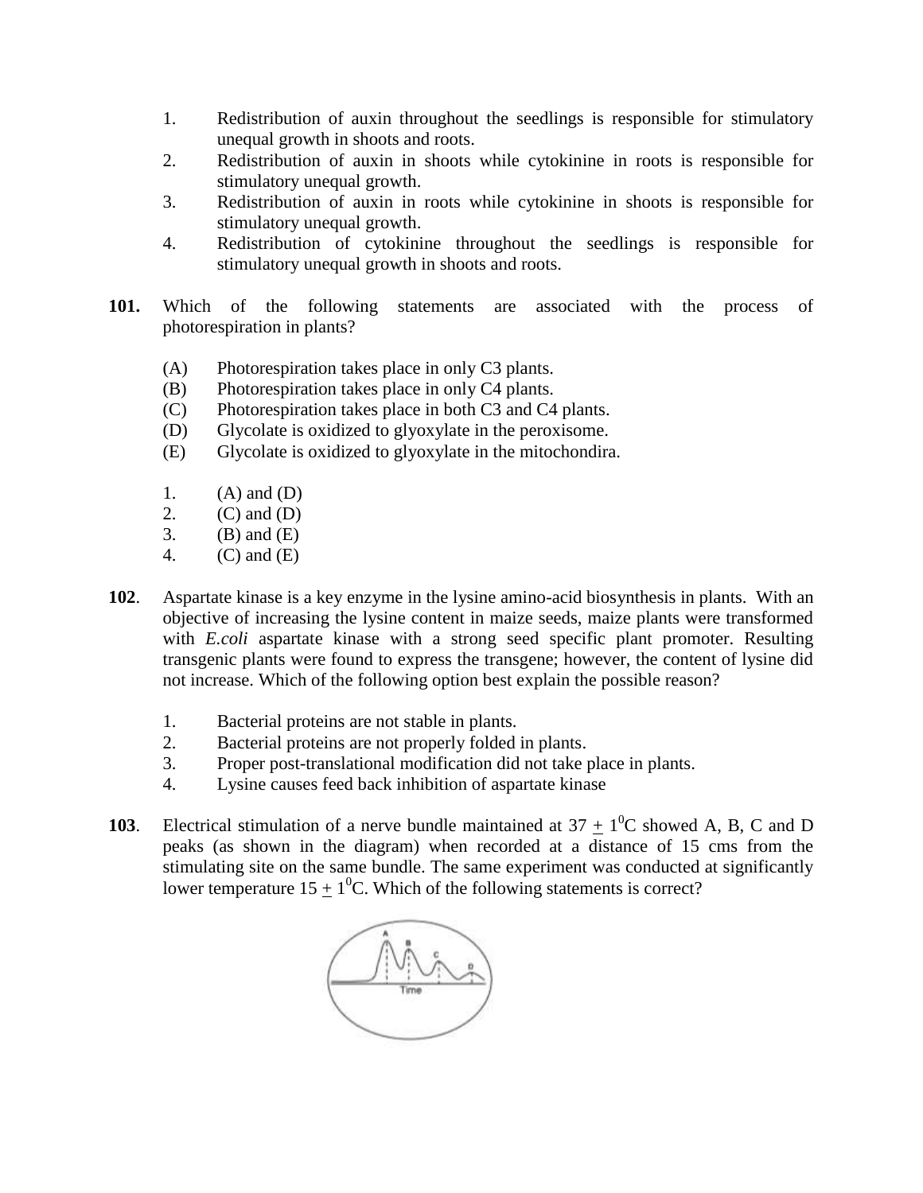1. Redistribution of auxin throughout the seedlings is responsible for stimulatory unequal growth in shoots and roots.
2. Redistribution of auxin in shoots while cytokinine in roots is responsible for stimulatory unequal growth.
3. Redistribution of auxin in roots while cytokinine in shoots is responsible for stimulatory unequal growth.
4. Redistribution of cytokinine throughout the seedlings is responsible for stimulatory unequal growth in shoots and roots.

**101.** Which of the following statements are associated with the process of photorespiration in plants?

(A) Photorespiration takes place in only C3 plants.
(B) Photorespiration takes place in only C4 plants.
(C) Photorespiration takes place in both C3 and C4 plants.
(D) Glycolate is oxidized to glyoxylate in the peroxisome.
(E) Glycolate is oxidized to glyoxylate in the mitochondira.

1. (A) and (D)
2. (C) and (D)
3. (B) and (E)
4. (C) and (E)

**102**. Aspartate kinase is a key enzyme in the lysine amino-acid biosynthesis in plants. With an objective of increasing the lysine content in maize seeds, maize plants were transformed with *E.coli* aspartate kinase with a strong seed specific plant promoter. Resulting transgenic plants were found to express the transgene; however, the content of lysine did not increase. Which of the following option best explain the possible reason?

1. Bacterial proteins are not stable in plants.
2. Bacterial proteins are not properly folded in plants.
3. Proper post-translational modification did not take place in plants.
4. Lysine causes feed back inhibition of aspartate kinase

**103**. Electrical stimulation of a nerve bundle maintained at 37 $\pm$ $1^0$C showed A, B, C and D peaks (as shown in the diagram) when recorded at a distance of 15 cms from the stimulating site on the same bundle. The same experiment was conducted at significantly lower temperature 15 $\pm$ $1^0$C. Which of the following statements is correct?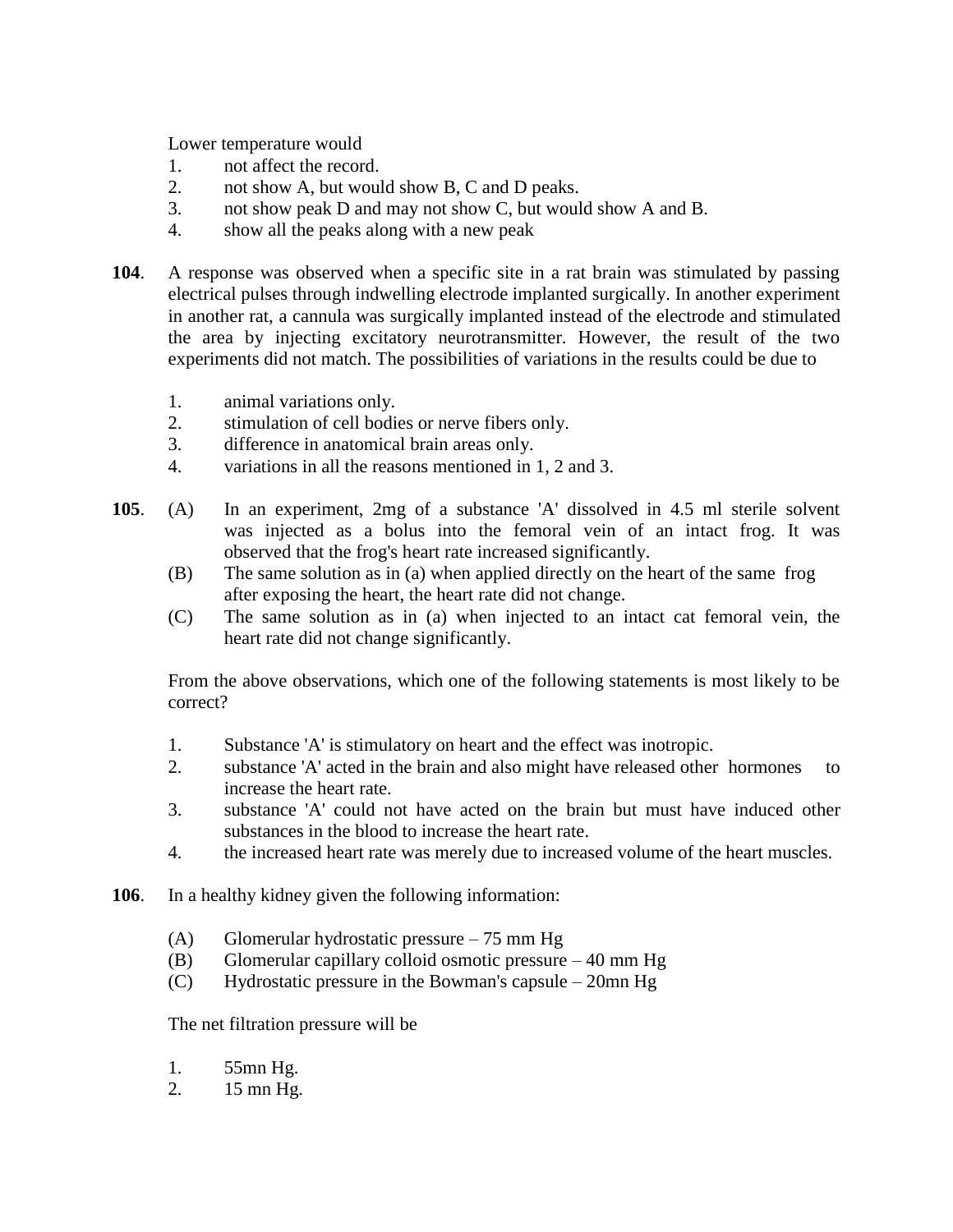Lower temperature would

1. not affect the record.
2. not show A, but would show B, C and D peaks.
3. not show peak D and may not show C, but would show A and B.
4. show all the peaks along with a new peak

**104**. A response was observed when a specific site in a rat brain was stimulated by passing electrical pulses through indwelling electrode implanted surgically. In another experiment in another rat, a cannula was surgically implanted instead of the electrode and stimulated the area by injecting excitatory neurotransmitter. However, the result of the two experiments did not match. The possibilities of variations in the results could be due to

1. animal variations only.
2. stimulation of cell bodies or nerve fibers only.
3. difference in anatomical brain areas only.
4. variations in all the reasons mentioned in 1, 2 and 3.

**105**. (A) In an experiment, 2mg of a substance 'A' dissolved in 4.5 ml sterile solvent was injected as a bolus into the femoral vein of an intact frog. It was observed that the frog's heart rate increased significantly.

(B) The same solution as in (a) when applied directly on the heart of the same frog after exposing the heart, the heart rate did not change.

(C) The same solution as in (a) when injected to an intact cat femoral vein, the heart rate did not change significantly.

From the above observations, which one of the following statements is most likely to be correct?

1. Substance 'A' is stimulatory on heart and the effect was inotropic.
2. substance 'A' acted in the brain and also might have released other hormones to increase the heart rate.
3. substance 'A' could not have acted on the brain but must have induced other substances in the blood to increase the heart rate.
4. the increased heart rate was merely due to increased volume of the heart muscles.

**106**. In a healthy kidney given the following information:

(A) Glomerular hydrostatic pressure – 75 mm Hg

(B) Glomerular capillary colloid osmotic pressure – 40 mm Hg

(C) Hydrostatic pressure in the Bowman's capsule – 20mn Hg

The net filtration pressure will be

1. 55mn Hg.
2. 15 mn Hg.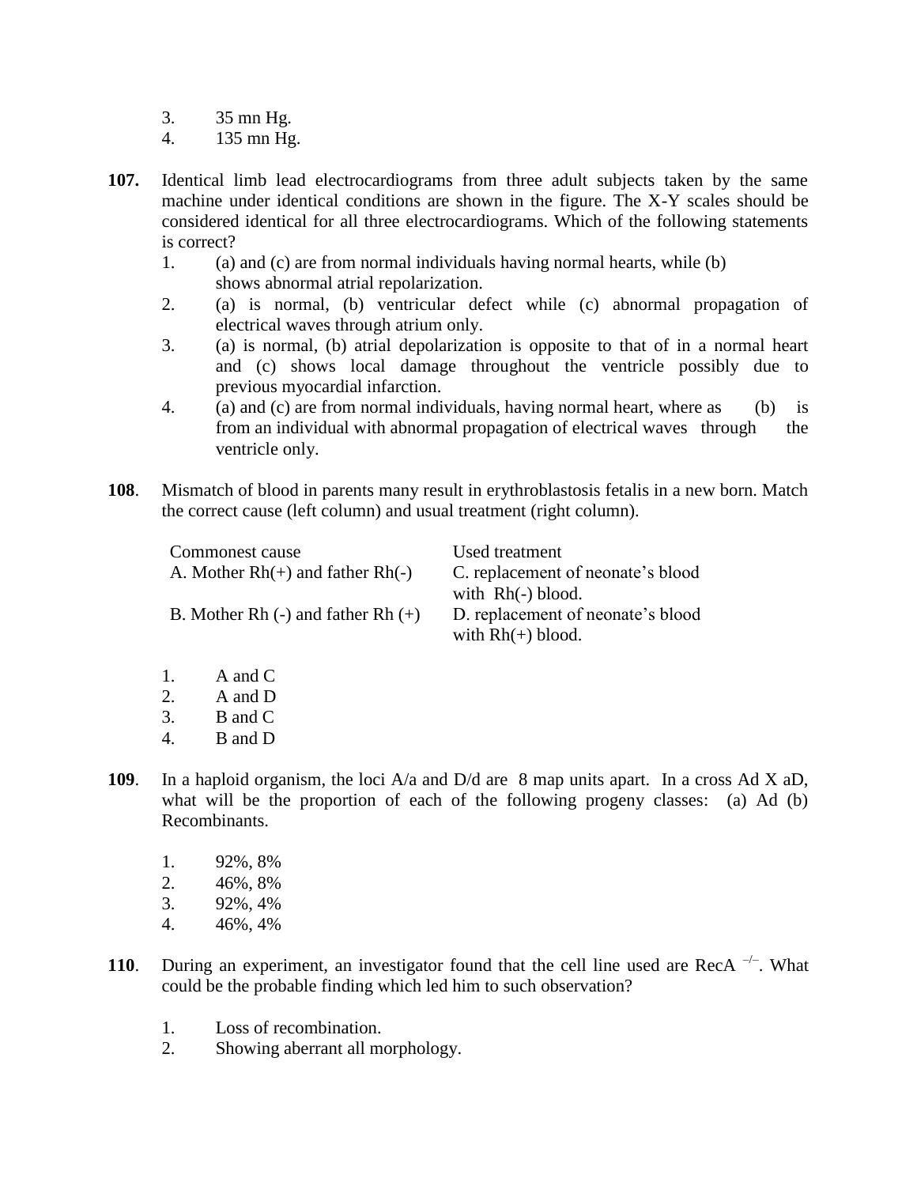3. 35 mn Hg.
4. 135 mn Hg.

**107.** Identical limb lead electrocardiograms from three adult subjects taken by the same machine under identical conditions are shown in the figure. The X-Y scales should be considered identical for all three electrocardiograms. Which of the following statements is correct?

1. (a) and (c) are from normal individuals having normal hearts, while (b) shows abnormal atrial repolarization.
2. (a) is normal, (b) ventricular defect while (c) abnormal propagation of electrical waves through atrium only.
3. (a) is normal, (b) atrial depolarization is opposite to that of in a normal heart and (c) shows local damage throughout the ventricle possibly due to previous myocardial infarction.
4. (a) and (c) are from normal individuals, having normal heart, where as (b) is from an individual with abnormal propagation of electrical waves through the ventricle only.

**108**. Mismatch of blood in parents many result in erythroblastosis fetalis in a new born. Match the correct cause (left column) and usual treatment (right column).

| Commonest cause | Used treatment |
|---|---|
| A. Mother Rh(+) and father Rh(-) | C. replacement of neonate's blood with Rh(-) blood. |
| B. Mother Rh (-) and father Rh (+) | D. replacement of neonate's blood with Rh(+) blood. |

1. A and C
2. A and D
3. B and C
4. B and D

**109**. In a haploid organism, the loci A/a and D/d are 8 map units apart. In a cross Ad X aD, what will be the proportion of each of the following progeny classes: (a) Ad (b) Recombinants.

1. 92%, 8%
2. 46%, 8%
3. 92%, 4%
4. 46%, 4%

**110**. During an experiment, an investigator found that the cell line used are RecA $^{-/-}$. What could be the probable finding which led him to such observation?

1. Loss of recombination.
2. Showing aberrant all morphology.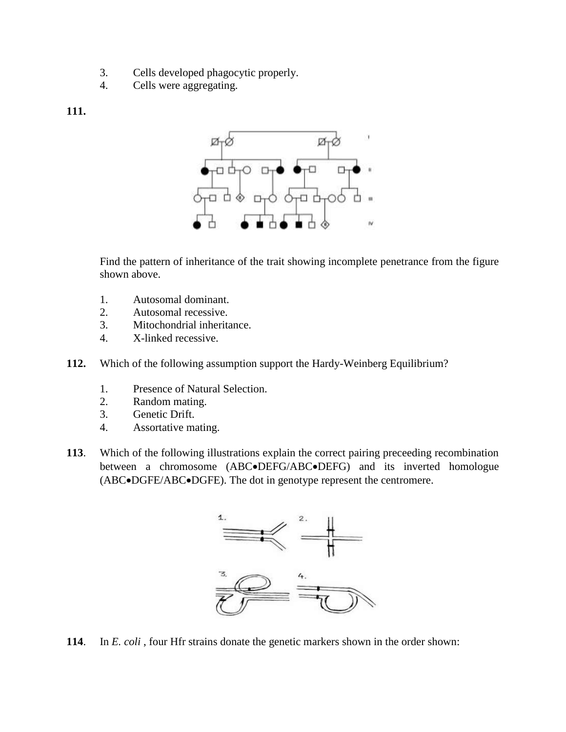3. Cells developed phagocytic properly.
4. Cells were aggregating.

**111.**

Find the pattern of inheritance of the trait showing incomplete penetrance from the figure shown above.

1. Autosomal dominant.
2. Autosomal recessive.
3. Mitochondrial inheritance.
4. X-linked recessive.

**112.** Which of the following assumption support the Hardy-Weinberg Equilibrium?

1. Presence of Natural Selection.
2. Random mating.
3. Genetic Drift.
4. Assortative mating.

**113**. Which of the following illustrations explain the correct pairing preceeding recombination between a chromosome (ABC•DEFG/ABC•DEFG) and its inverted homologue (ABC•DGFE/ABC•DGFE). The dot in genotype represent the centromere.

**114**. In *E. coli* , four Hfr strains donate the genetic markers shown in the order shown: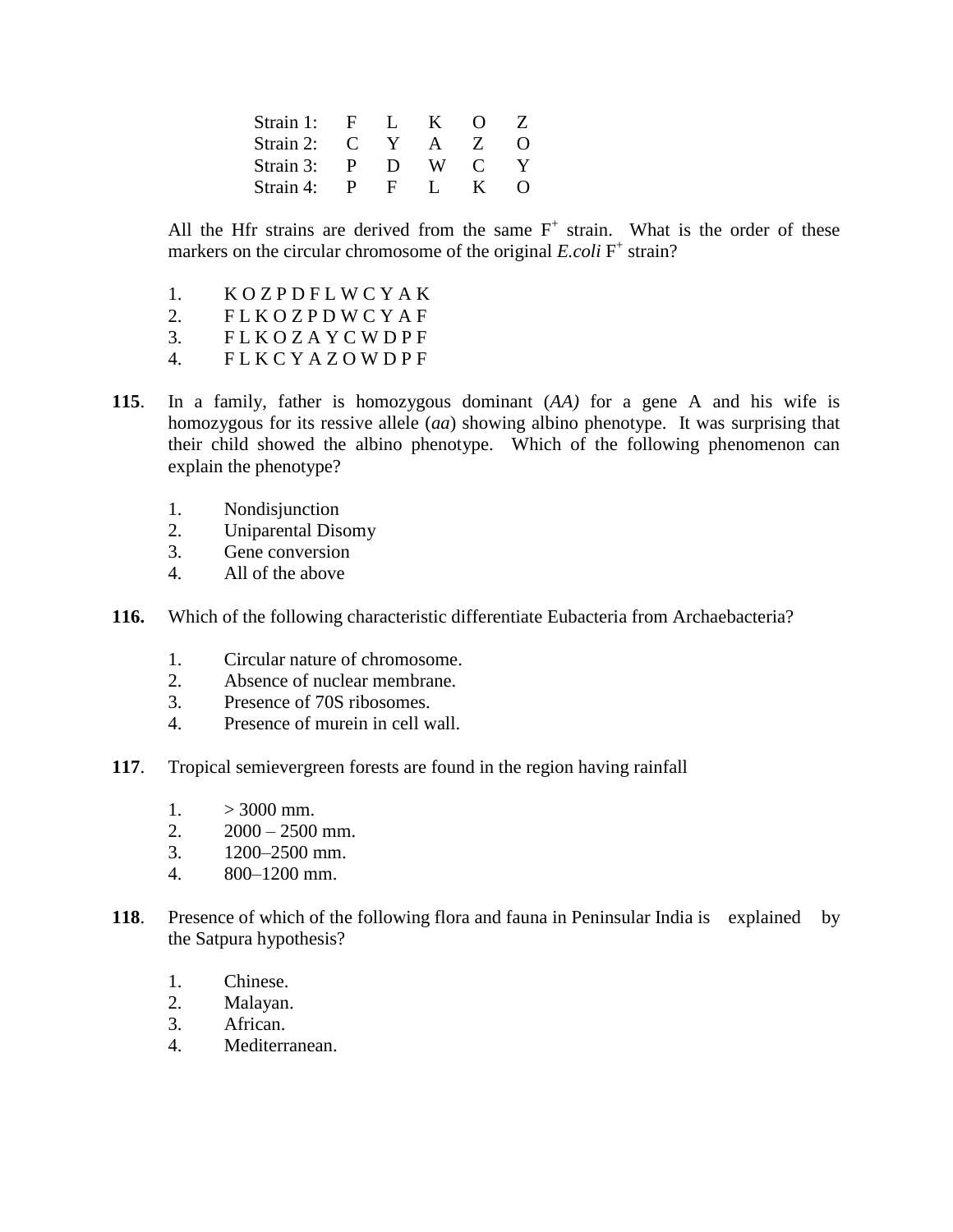| Strain | | | | | |
|---|---|---|---|---|---|
| Strain 1: | F | L | K | O | Z |
| Strain 2: | C | Y | A | Z | O |
| Strain 3: | P | D | W | C | Y |
| Strain 4: | P | F | L | K | O |

All the Hfr strains are derived from the same $F^+$ strain. What is the order of these markers on the circular chromosome of the original *E.coli* $F^+$ strain?

1. K O Z P D F L W C Y A K
2. F L K O Z P D W C Y A F
3. F L K O Z A Y C W D P F
4. F L K C Y A Z O W D P F

**115**. In a family, father is homozygous dominant (*AA)* for a gene A and his wife is homozygous for its ressive allele (*aa*) showing albino phenotype. It was surprising that their child showed the albino phenotype. Which of the following phenomenon can explain the phenotype?

1. Nondisjunction
2. Uniparental Disomy
3. Gene conversion
4. All of the above

**116.** Which of the following characteristic differentiate Eubacteria from Archaebacteria?

1. Circular nature of chromosome.
2. Absence of nuclear membrane.
3. Presence of 70S ribosomes.
4. Presence of murein in cell wall.

**117**. Tropical semievergreen forests are found in the region having rainfall

1. > 3000 mm.
2. 2000 – 2500 mm.
3. 1200–2500 mm.
4. 800–1200 mm.

**118**. Presence of which of the following flora and fauna in Peninsular India is explained by the Satpura hypothesis?

1. Chinese.
2. Malayan.
3. African.
4. Mediterranean.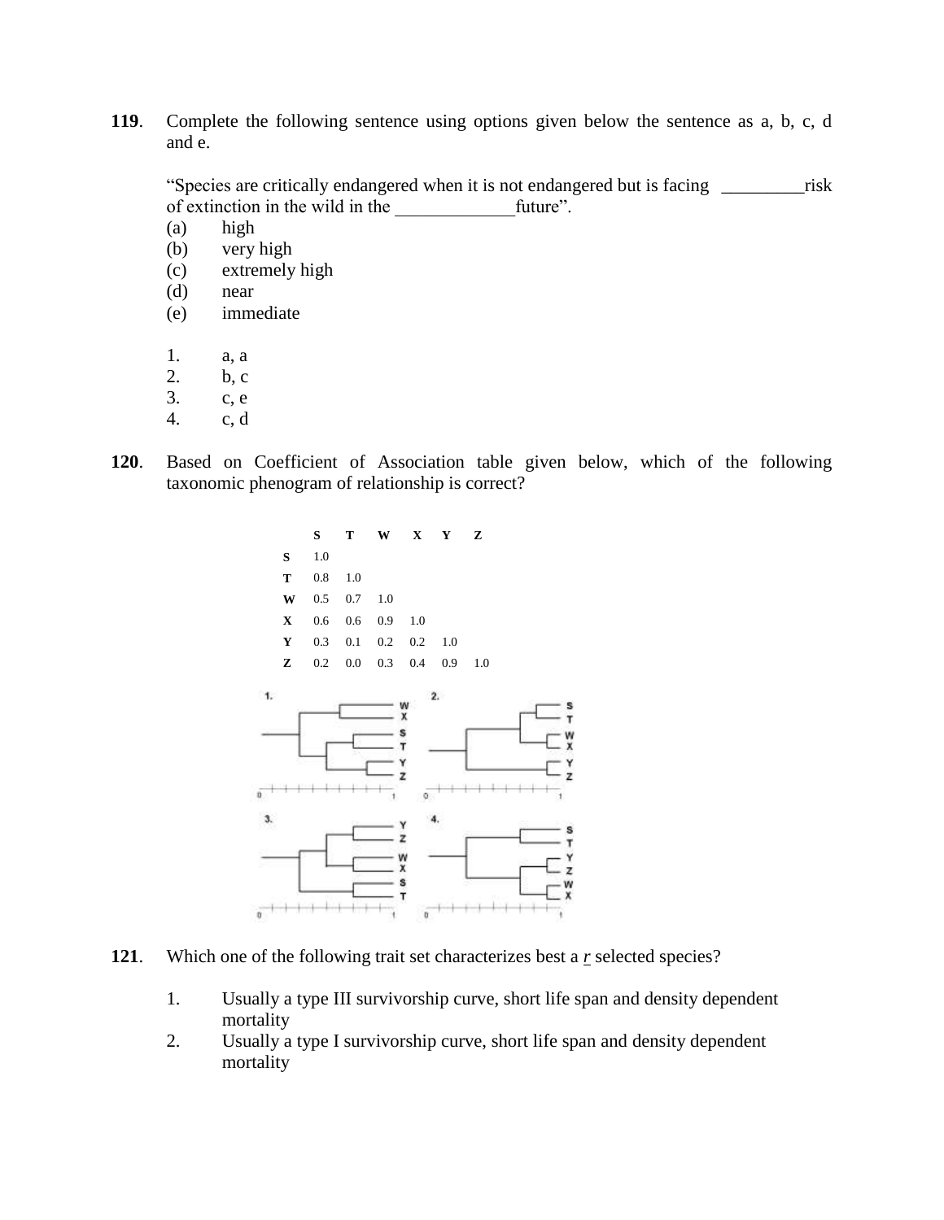**119**. Complete the following sentence using options given below the sentence as a, b, c, d and e.

"Species are critically endangered when it is not endangered but is facing _________risk of extinction in the wild in the _____________future".

(a) high
(b) very high
(c) extremely high
(d) near
(e) immediate

1. a, a
2. b, c
3. c, e
4. c, d

**120**. Based on Coefficient of Association table given below, which of the following taxonomic phenogram of relationship is correct?

| | S | T | W | X | Y | Z |
|---|---|---|---|---|---|---|
| **S** | 1.0 | | | | | |
| **T** | 0.8 | 1.0 | | | | |
| **W** | 0.5 | 0.7 | 1.0 | | | |
| **X** | 0.6 | 0.6 | 0.9 | 1.0 | | |
| **Y** | 0.3 | 0.1 | 0.2 | 0.2 | 1.0 | |
| **Z** | 0.2 | 0.0 | 0.3 | 0.4 | 0.9 | 1.0 |

1. (phenogram with leaves W, X, S, T, Y, Z; scale 0 to 1)

2. (phenogram with leaves S, T, W, X, Y, Z; scale 0 to 1)

3. (phenogram with leaves Y, Z, W, X, S, T; scale 0 to 1)

4. (phenogram with leaves S, T, Y, Z, W, X; scale 0 to 1)

**121**. Which one of the following trait set characterizes best a *r* selected species?

1. Usually a type III survivorship curve, short life span and density dependent mortality
2. Usually a type I survivorship curve, short life span and density dependent mortality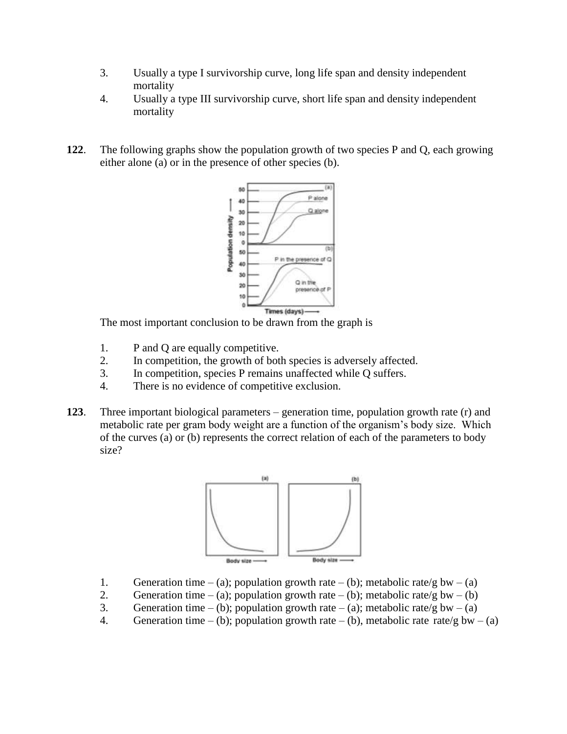3. Usually a type I survivorship curve, long life span and density independent mortality
4. Usually a type III survivorship curve, short life span and density independent mortality

**122**. The following graphs show the population growth of two species P and Q, each growing either alone (a) or in the presence of other species (b).

The most important conclusion to be drawn from the graph is

1. P and Q are equally competitive.
2. In competition, the growth of both species is adversely affected.
3. In competition, species P remains unaffected while Q suffers.
4. There is no evidence of competitive exclusion.

**123**. Three important biological parameters – generation time, population growth rate (r) and metabolic rate per gram body weight are a function of the organism's body size. Which of the curves (a) or (b) represents the correct relation of each of the parameters to body size?

1. Generation time – (a); population growth rate – (b); metabolic rate/g bw – (a)
2. Generation time – (a); population growth rate – (b); metabolic rate/g bw – (b)
3. Generation time – (b); population growth rate – (a); metabolic rate/g bw – (a)
4. Generation time – (b); population growth rate – (b), metabolic rate rate/g bw – (a)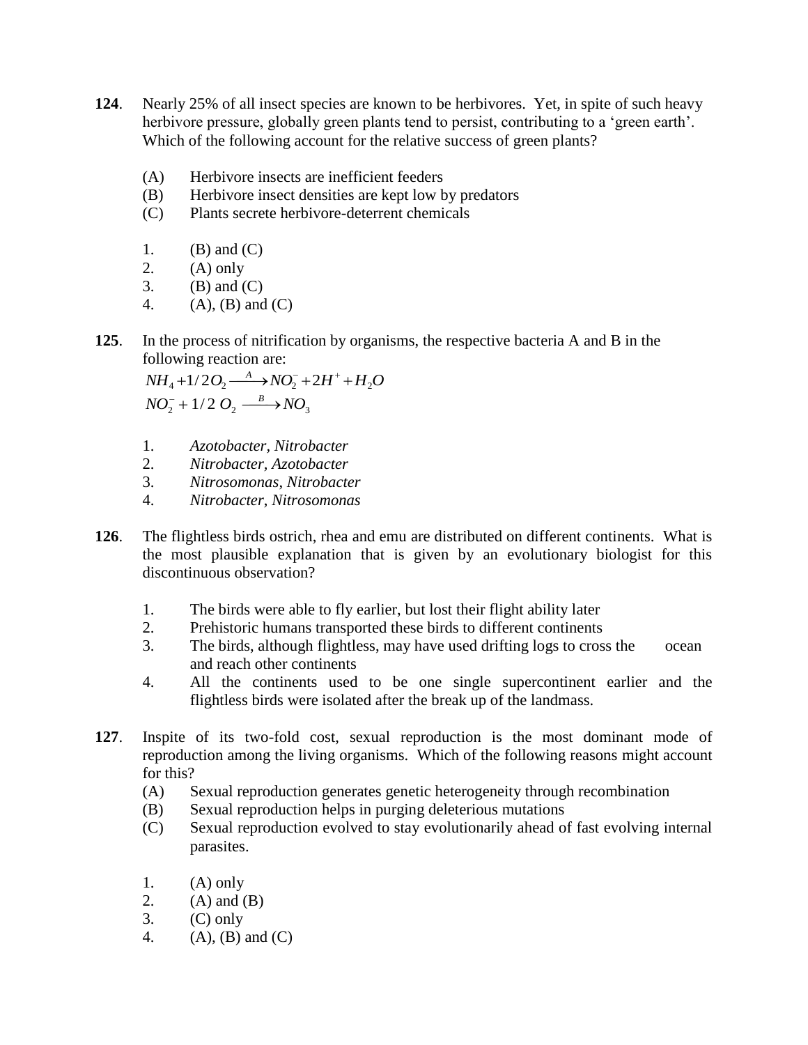**124**. Nearly 25% of all insect species are known to be herbivores. Yet, in spite of such heavy herbivore pressure, globally green plants tend to persist, contributing to a 'green earth'. Which of the following account for the relative success of green plants?

(A) Herbivore insects are inefficient feeders
(B) Herbivore insect densities are kept low by predators
(C) Plants secrete herbivore-deterrent chemicals

1. (B) and (C)
2. (A) only
3. (B) and (C)
4. (A), (B) and (C)

**125**. In the process of nitrification by organisms, the respective bacteria A and B in the following reaction are:

$$NH_4 + 1/2O_2 \xrightarrow{A} NO_2^- + 2H^+ + H_2O$$
$$NO_2^- + 1/2\ O_2 \xrightarrow{B} NO_3$$

1. *Azotobacter, Nitrobacter*
2. *Nitrobacter, Azotobacter*
3. *Nitrosomonas, Nitrobacter*
4. *Nitrobacter, Nitrosomonas*

**126**. The flightless birds ostrich, rhea and emu are distributed on different continents. What is the most plausible explanation that is given by an evolutionary biologist for this discontinuous observation?

1. The birds were able to fly earlier, but lost their flight ability later
2. Prehistoric humans transported these birds to different continents
3. The birds, although flightless, may have used drifting logs to cross the ocean and reach other continents
4. All the continents used to be one single supercontinent earlier and the flightless birds were isolated after the break up of the landmass.

**127**. Inspite of its two-fold cost, sexual reproduction is the most dominant mode of reproduction among the living organisms. Which of the following reasons might account for this?

(A) Sexual reproduction generates genetic heterogeneity through recombination
(B) Sexual reproduction helps in purging deleterious mutations
(C) Sexual reproduction evolved to stay evolutionarily ahead of fast evolving internal parasites.

1. (A) only
2. (A) and (B)
3. (C) only
4. (A), (B) and (C)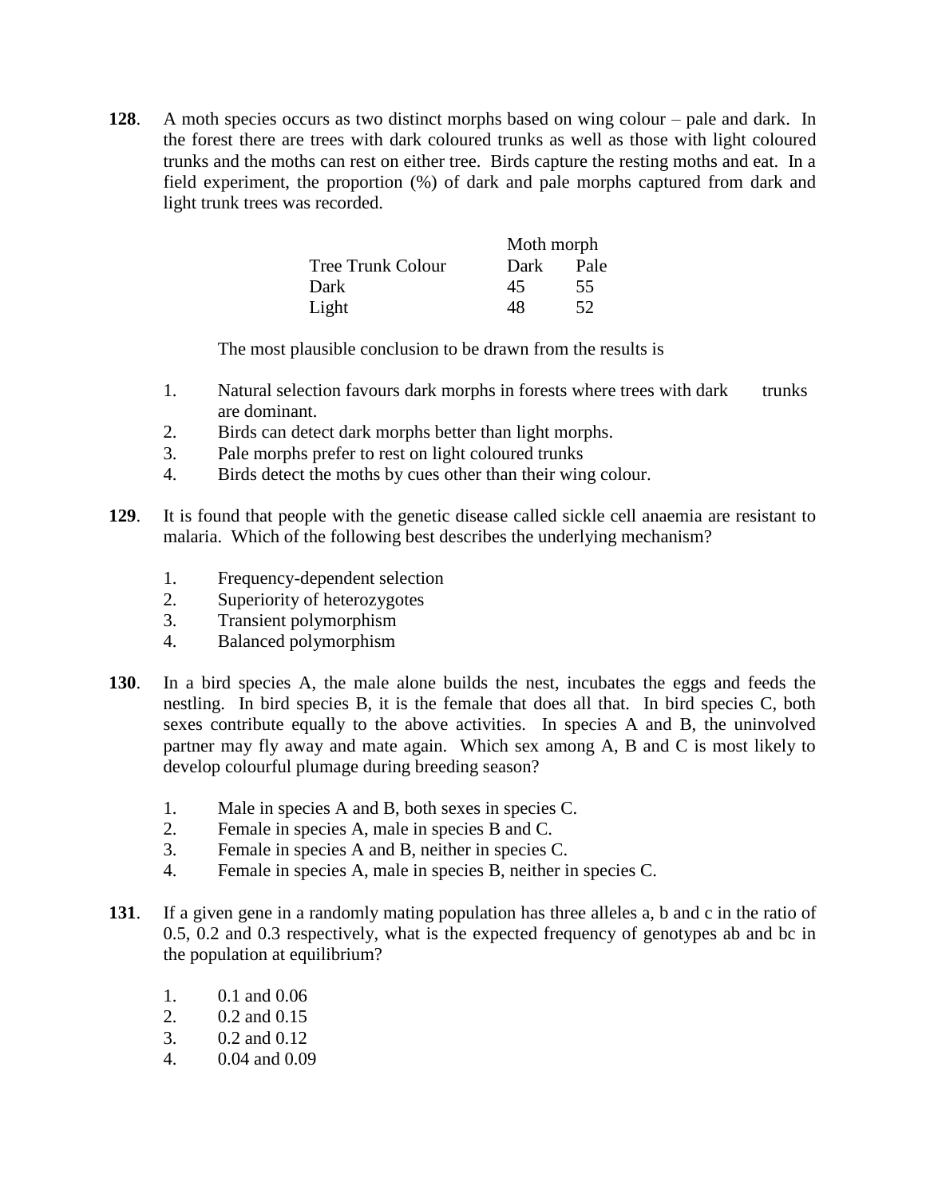**128**. A moth species occurs as two distinct morphs based on wing colour – pale and dark. In the forest there are trees with dark coloured trunks as well as those with light coloured trunks and the moths can rest on either tree. Birds capture the resting moths and eat. In a field experiment, the proportion (%) of dark and pale morphs captured from dark and light trunk trees was recorded.

| | Moth morph | |
|---|---|---|
| Tree Trunk Colour | Dark | Pale |
| Dark | 45 | 55 |
| Light | 48 | 52 |

The most plausible conclusion to be drawn from the results is

1. Natural selection favours dark morphs in forests where trees with dark trunks are dominant.
2. Birds can detect dark morphs better than light morphs.
3. Pale morphs prefer to rest on light coloured trunks
4. Birds detect the moths by cues other than their wing colour.

**129**. It is found that people with the genetic disease called sickle cell anaemia are resistant to malaria. Which of the following best describes the underlying mechanism?

1. Frequency-dependent selection
2. Superiority of heterozygotes
3. Transient polymorphism
4. Balanced polymorphism

**130**. In a bird species A, the male alone builds the nest, incubates the eggs and feeds the nestling. In bird species B, it is the female that does all that. In bird species C, both sexes contribute equally to the above activities. In species A and B, the uninvolved partner may fly away and mate again. Which sex among A, B and C is most likely to develop colourful plumage during breeding season?

1. Male in species A and B, both sexes in species C.
2. Female in species A, male in species B and C.
3. Female in species A and B, neither in species C.
4. Female in species A, male in species B, neither in species C.

**131**. If a given gene in a randomly mating population has three alleles a, b and c in the ratio of 0.5, 0.2 and 0.3 respectively, what is the expected frequency of genotypes ab and bc in the population at equilibrium?

1. 0.1 and 0.06
2. 0.2 and 0.15
3. 0.2 and 0.12
4. 0.04 and 0.09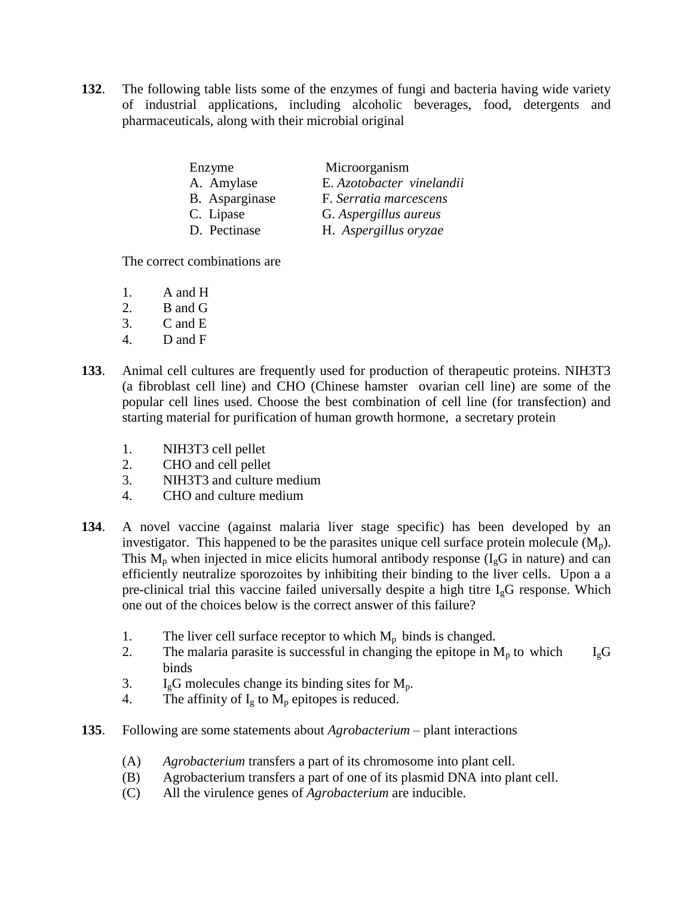**132**. The following table lists some of the enzymes of fungi and bacteria having wide variety of industrial applications, including alcoholic beverages, food, detergents and pharmaceuticals, along with their microbial original

| Enzyme | Microorganism |
|---|---|
| A. Amylase | E. *Azotobacter vinelandii* |
| B. Asparginase | F. *Serratia marcescens* |
| C. Lipase | G. *Aspergillus aureus* |
| D. Pectinase | H. *Aspergillus oryzae* |

The correct combinations are

1. A and H
2. B and G
3. C and E
4. D and F

**133**. Animal cell cultures are frequently used for production of therapeutic proteins. NIH3T3 (a fibroblast cell line) and CHO (Chinese hamster ovarian cell line) are some of the popular cell lines used. Choose the best combination of cell line (for transfection) and starting material for purification of human growth hormone, a secretary protein

1. NIH3T3 cell pellet
2. CHO and cell pellet
3. NIH3T3 and culture medium
4. CHO and culture medium

**134**. A novel vaccine (against malaria liver stage specific) has been developed by an investigator. This happened to be the parasites unique cell surface protein molecule ($M_p$). This $M_p$ when injected in mice elicits humoral antibody response ($I_gG$ in nature) and can efficiently neutralize sporozoites by inhibiting their binding to the liver cells. Upon a a pre-clinical trial this vaccine failed universally despite a high titre $I_gG$ response. Which one out of the choices below is the correct answer of this failure?

1. The liver cell surface receptor to which $M_p$ binds is changed.
2. The malaria parasite is successful in changing the epitope in $M_p$ to which $I_gG$ binds
3. $I_gG$ molecules change its binding sites for $M_p$.
4. The affinity of $I_g$ to $M_p$ epitopes is reduced.

**135**. Following are some statements about *Agrobacterium* – plant interactions

(A) *Agrobacterium* transfers a part of its chromosome into plant cell.
(B) Agrobacterium transfers a part of one of its plasmid DNA into plant cell.
(C) All the virulence genes of *Agrobacterium* are inducible.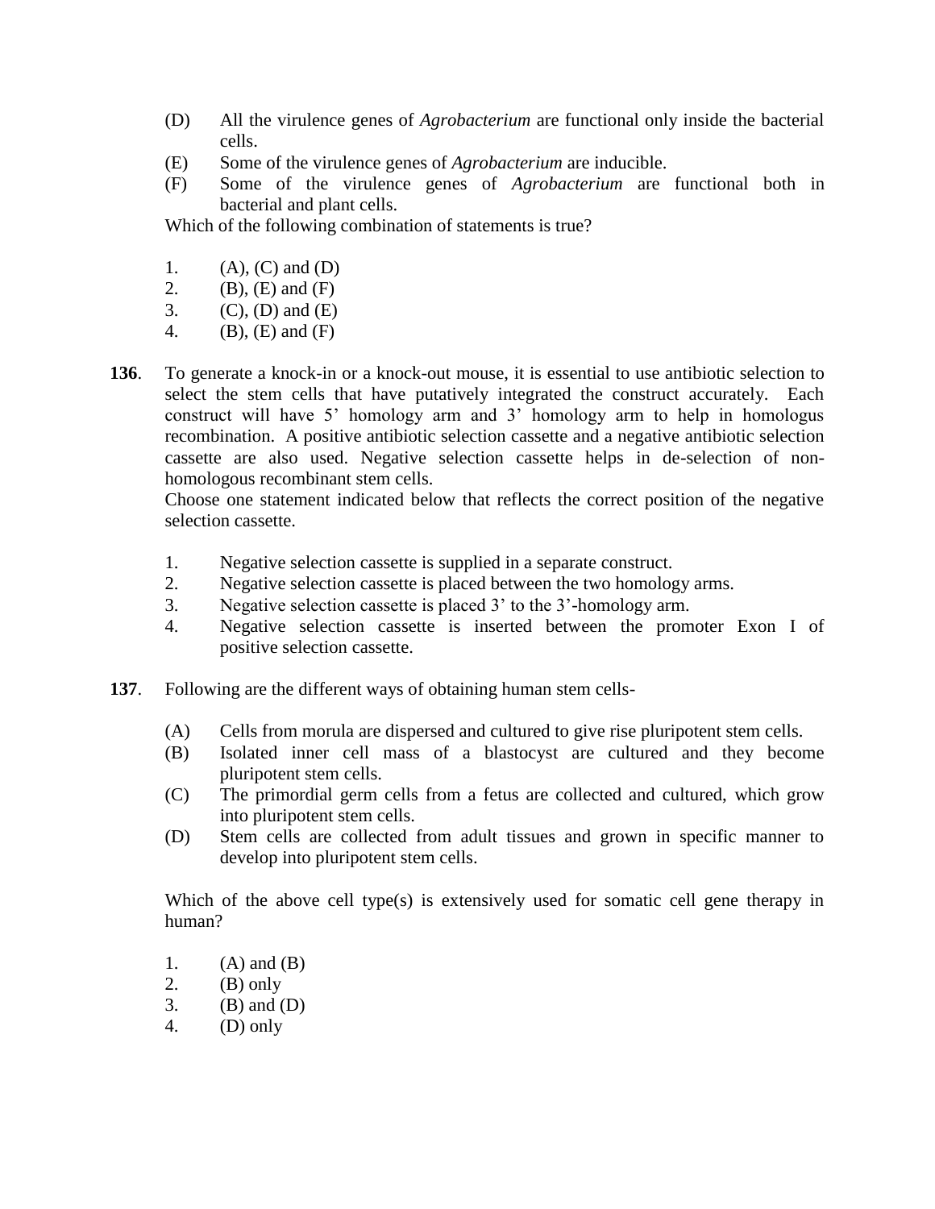(D) All the virulence genes of *Agrobacterium* are functional only inside the bacterial cells.

(E) Some of the virulence genes of *Agrobacterium* are inducible.

(F) Some of the virulence genes of *Agrobacterium* are functional both in bacterial and plant cells.

Which of the following combination of statements is true?

1. (A), (C) and (D)
2. (B), (E) and (F)
3. (C), (D) and (E)
4. (B), (E) and (F)

**136**. To generate a knock-in or a knock-out mouse, it is essential to use antibiotic selection to select the stem cells that have putatively integrated the construct accurately. Each construct will have 5' homology arm and 3' homology arm to help in homologus recombination. A positive antibiotic selection cassette and a negative antibiotic selection cassette are also used. Negative selection cassette helps in de-selection of non-homologous recombinant stem cells.

Choose one statement indicated below that reflects the correct position of the negative selection cassette.

1. Negative selection cassette is supplied in a separate construct.
2. Negative selection cassette is placed between the two homology arms.
3. Negative selection cassette is placed 3' to the 3'-homology arm.
4. Negative selection cassette is inserted between the promoter Exon I of positive selection cassette.

**137**. Following are the different ways of obtaining human stem cells-

(A) Cells from morula are dispersed and cultured to give rise pluripotent stem cells.

(B) Isolated inner cell mass of a blastocyst are cultured and they become pluripotent stem cells.

(C) The primordial germ cells from a fetus are collected and cultured, which grow into pluripotent stem cells.

(D) Stem cells are collected from adult tissues and grown in specific manner to develop into pluripotent stem cells.

Which of the above cell type(s) is extensively used for somatic cell gene therapy in human?

1. (A) and (B)
2. (B) only
3. (B) and (D)
4. (D) only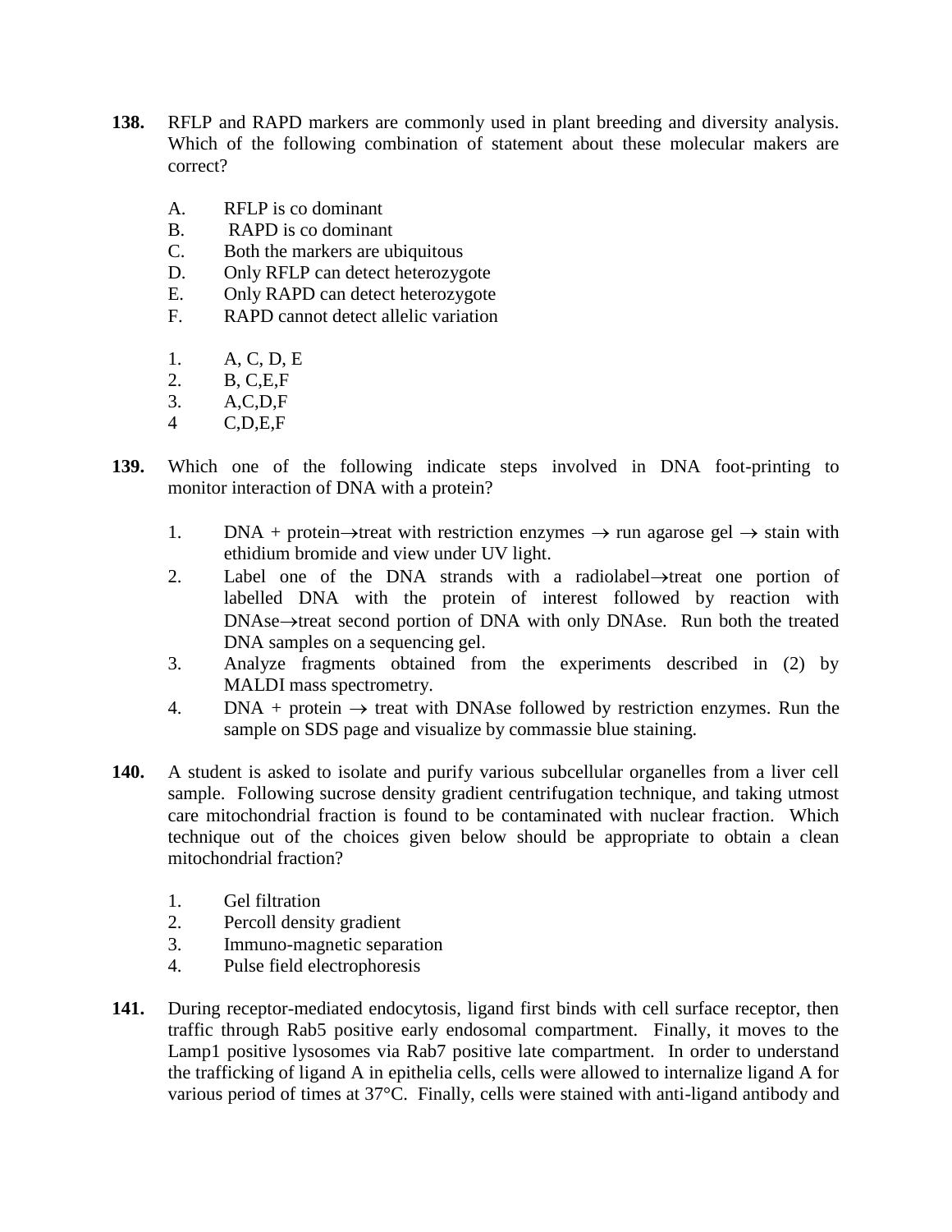**138.** RFLP and RAPD markers are commonly used in plant breeding and diversity analysis. Which of the following combination of statement about these molecular makers are correct?

A. RFLP is co dominant
B. RAPD is co dominant
C. Both the markers are ubiquitous
D. Only RFLP can detect heterozygote
E. Only RAPD can detect heterozygote
F. RAPD cannot detect allelic variation

1. A, C, D, E
2. B, C,E,F
3. A,C,D,F
4 C,D,E,F

**139.** Which one of the following indicate steps involved in DNA foot-printing to monitor interaction of DNA with a protein?

1. DNA + protein→treat with restriction enzymes → run agarose gel → stain with ethidium bromide and view under UV light.
2. Label one of the DNA strands with a radiolabel→treat one portion of labelled DNA with the protein of interest followed by reaction with DNAse→treat second portion of DNA with only DNAse. Run both the treated DNA samples on a sequencing gel.
3. Analyze fragments obtained from the experiments described in (2) by MALDI mass spectrometry.
4. DNA + protein → treat with DNAse followed by restriction enzymes. Run the sample on SDS page and visualize by commassie blue staining.

**140.** A student is asked to isolate and purify various subcellular organelles from a liver cell sample. Following sucrose density gradient centrifugation technique, and taking utmost care mitochondrial fraction is found to be contaminated with nuclear fraction. Which technique out of the choices given below should be appropriate to obtain a clean mitochondrial fraction?

1. Gel filtration
2. Percoll density gradient
3. Immuno-magnetic separation
4. Pulse field electrophoresis

**141.** During receptor-mediated endocytosis, ligand first binds with cell surface receptor, then traffic through Rab5 positive early endosomal compartment. Finally, it moves to the Lamp1 positive lysosomes via Rab7 positive late compartment. In order to understand the trafficking of ligand A in epithelia cells, cells were allowed to internalize ligand A for various period of times at 37°C. Finally, cells were stained with anti-ligand antibody and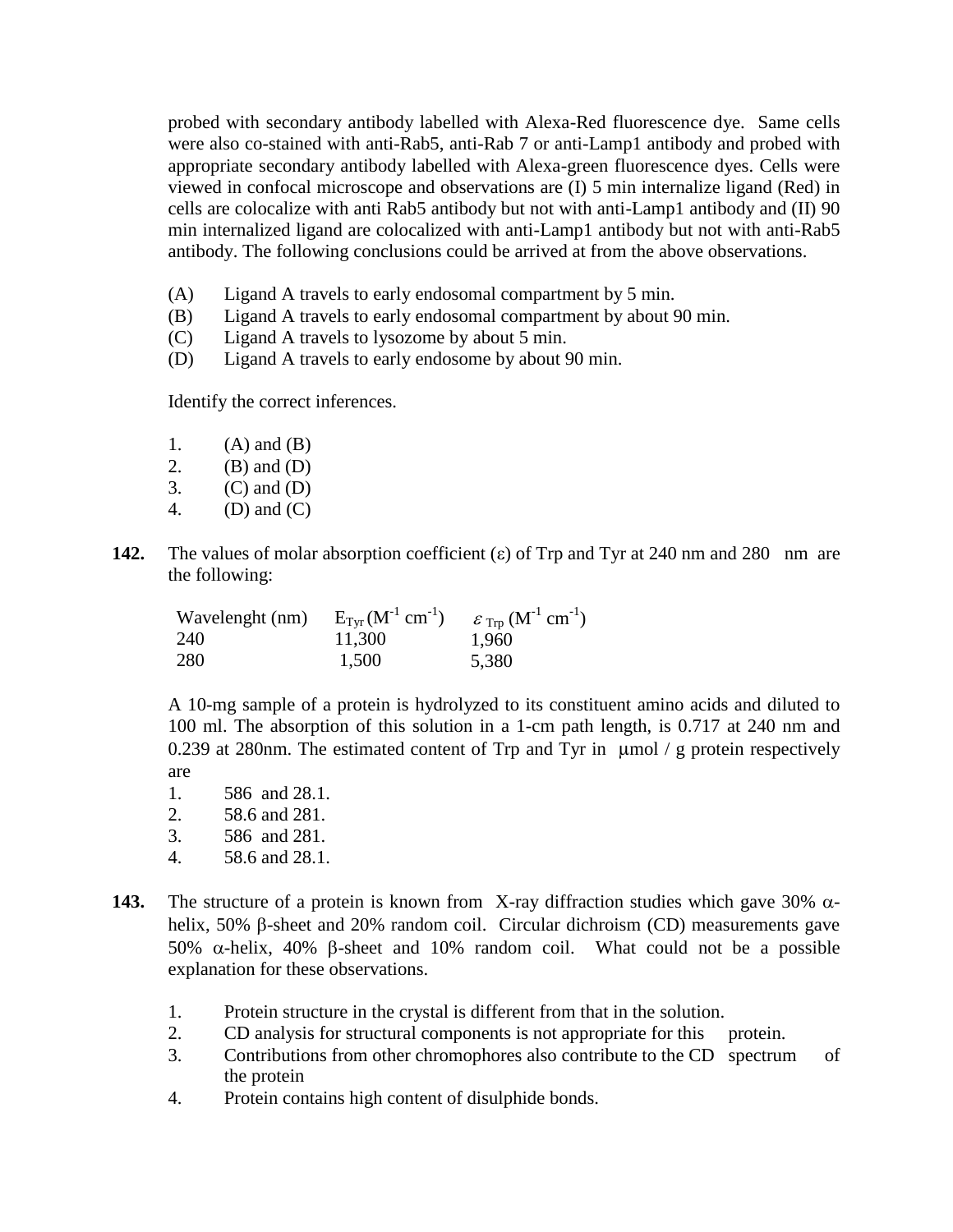probed with secondary antibody labelled with Alexa-Red fluorescence dye. Same cells were also co-stained with anti-Rab5, anti-Rab 7 or anti-Lamp1 antibody and probed with appropriate secondary antibody labelled with Alexa-green fluorescence dyes. Cells were viewed in confocal microscope and observations are (I) 5 min internalize ligand (Red) in cells are colocalize with anti Rab5 antibody but not with anti-Lamp1 antibody and (II) 90 min internalized ligand are colocalized with anti-Lamp1 antibody but not with anti-Rab5 antibody. The following conclusions could be arrived at from the above observations.

(A) Ligand A travels to early endosomal compartment by 5 min.
(B) Ligand A travels to early endosomal compartment by about 90 min.
(C) Ligand A travels to lysozome by about 5 min.
(D) Ligand A travels to early endosome by about 90 min.

Identify the correct inferences.

1. (A) and (B)
2. (B) and (D)
3. (C) and (D)
4. (D) and (C)

**142.** The values of molar absorption coefficient ($\varepsilon$) of Trp and Tyr at 240 nm and 280 nm are the following:

| Wavelenght (nm) | $E_{Tyr}$ ($M^{-1}$ $cm^{-1}$) | $\varepsilon_{Trp}$ ($M^{-1}$ $cm^{-1}$) |
|---|---|---|
| 240 | 11,300 | 1,960 |
| 280 | 1,500 | 5,380 |

A 10-mg sample of a protein is hydrolyzed to its constituent amino acids and diluted to 100 ml. The absorption of this solution in a 1-cm path length, is 0.717 at 240 nm and 0.239 at 280nm. The estimated content of Trp and Tyr in $\mu$mol / g protein respectively are

1. 586 and 28.1.
2. 58.6 and 281.
3. 586 and 281.
4. 58.6 and 28.1.

**143.** The structure of a protein is known from X-ray diffraction studies which gave 30% $\alpha$-helix, 50% $\beta$-sheet and 20% random coil. Circular dichroism (CD) measurements gave 50% $\alpha$-helix, 40% $\beta$-sheet and 10% random coil. What could not be a possible explanation for these observations.

1. Protein structure in the crystal is different from that in the solution.
2. CD analysis for structural components is not appropriate for this protein.
3. Contributions from other chromophores also contribute to the CD spectrum of the protein
4. Protein contains high content of disulphide bonds.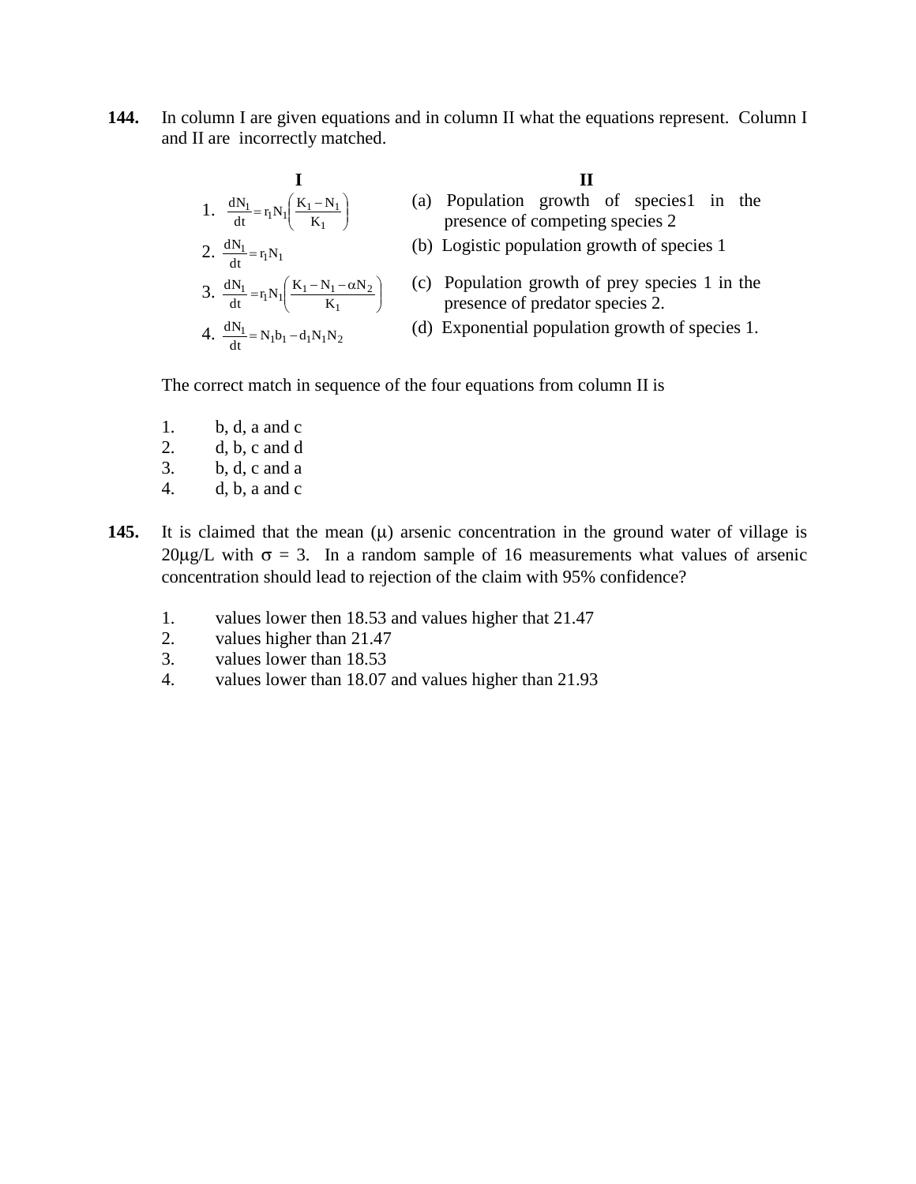**144.** In column I are given equations and in column II what the equations represent. Column I and II are incorrectly matched.

| I | II |
|---|---|
| 1. $\frac{dN_1}{dt} = r_1N_1\left(\frac{K_1 - N_1}{K_1}\right)$ | (a) Population growth of species1 in the presence of competing species 2 |
| 2. $\frac{dN_1}{dt} = r_1N_1$ | (b) Logistic population growth of species 1 |
| 3. $\frac{dN_1}{dt} = r_1N_1\left(\frac{K_1 - N_1 - \alpha N_2}{K_1}\right)$ | (c) Population growth of prey species 1 in the presence of predator species 2. |
| 4. $\frac{dN_1}{dt} = N_1b_1 - d_1N_1N_2$ | (d) Exponential population growth of species 1. |

The correct match in sequence of the four equations from column II is

1. b, d, a and c
2. d, b, c and d
3. b, d, c and a
4. d, b, a and c

**145.** It is claimed that the mean ($\mu$) arsenic concentration in the ground water of village is 20$\mu$g/L with $\sigma$ = 3. In a random sample of 16 measurements what values of arsenic concentration should lead to rejection of the claim with 95% confidence?

1. values lower then 18.53 and values higher that 21.47
2. values higher than 21.47
3. values lower than 18.53
4. values lower than 18.07 and values higher than 21.93